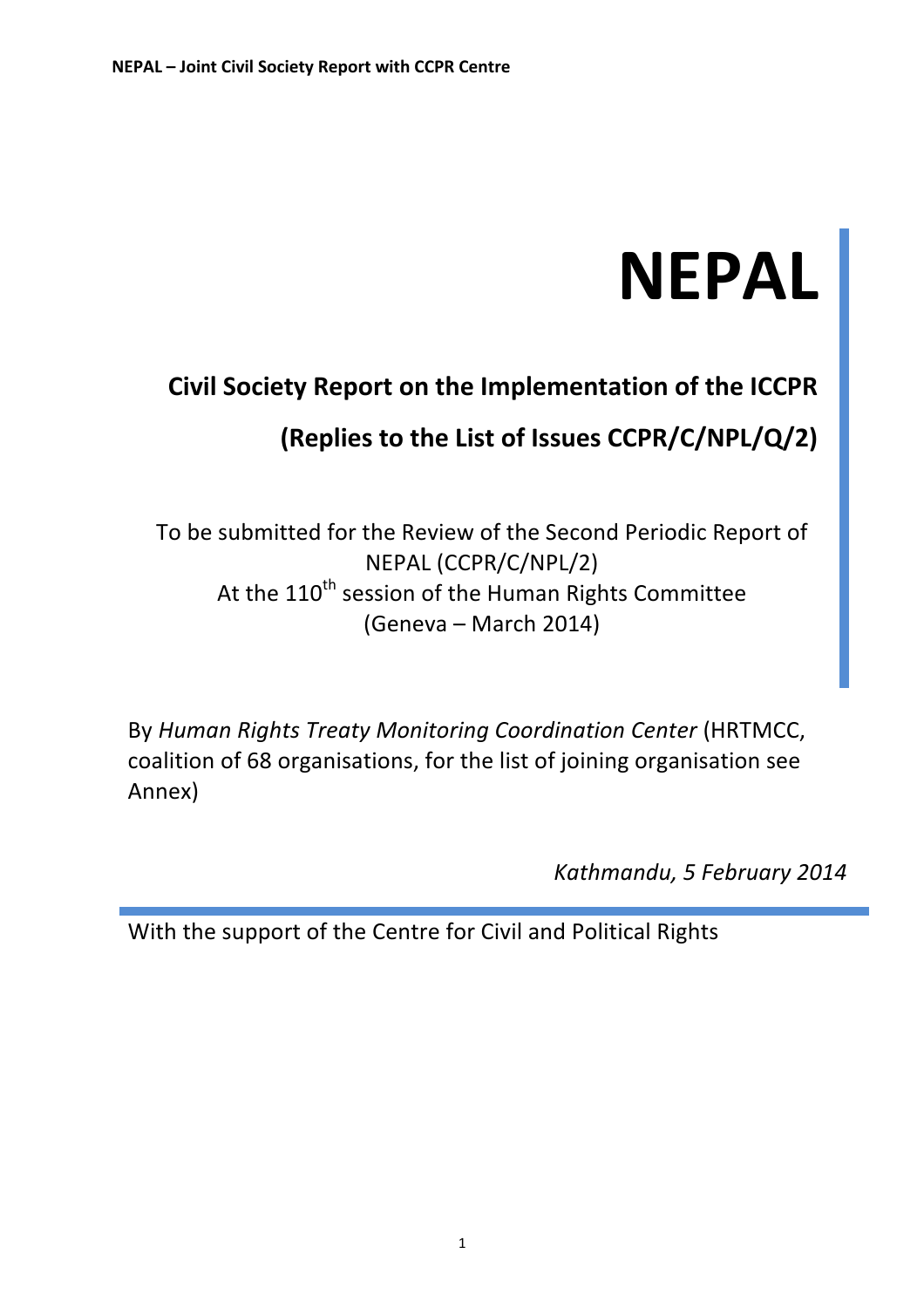# NEPAL

## Civil Society Report on the Implementation of the ICCPR

## (Replies to the List of Issues CCPR/C/NPL/Q/2)

To be submitted for the Review of the Second Periodic Report of NEPAL (CCPR/C/NPL/2)
At the 110th session of the Human Rights Committee
(Geneva – March 2014)

By *Human Rights Treaty Monitoring Coordination Center* (HRTMCC, coalition of 68 organisations, for the list of joining organisation see Annex)

*Kathmandu, 5 February 2014*

With the support of the Centre for Civil and Political Rights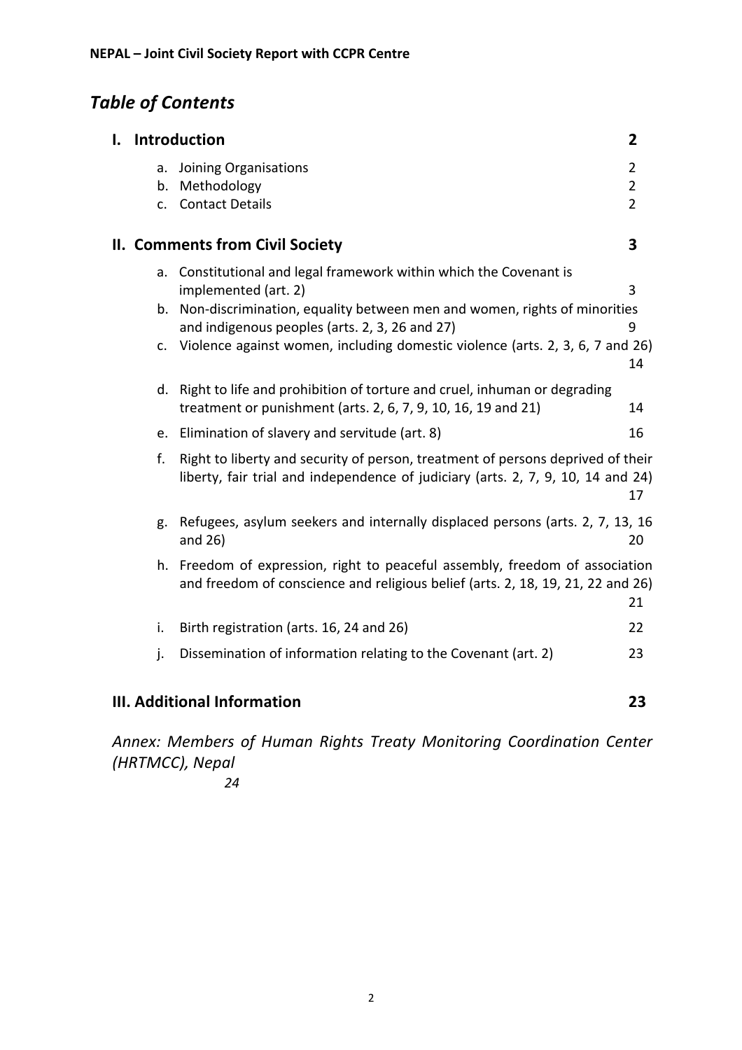## Table of Contents

**I. Introduction** **2**

a. Joining Organisations 2
b. Methodology 2
c. Contact Details 2

**II. Comments from Civil Society** **3**

a. Constitutional and legal framework within which the Covenant is implemented (art. 2) 3
b. Non-discrimination, equality between men and women, rights of minorities and indigenous peoples (arts. 2, 3, 26 and 27) 9
c. Violence against women, including domestic violence (arts. 2, 3, 6, 7 and 26) 14
d. Right to life and prohibition of torture and cruel, inhuman or degrading treatment or punishment (arts. 2, 6, 7, 9, 10, 16, 19 and 21) 14
e. Elimination of slavery and servitude (art. 8) 16
f. Right to liberty and security of person, treatment of persons deprived of their liberty, fair trial and independence of judiciary (arts. 2, 7, 9, 10, 14 and 24) 17
g. Refugees, asylum seekers and internally displaced persons (arts. 2, 7, 13, 16 and 26) 20
h. Freedom of expression, right to peaceful assembly, freedom of association and freedom of conscience and religious belief (arts. 2, 18, 19, 21, 22 and 26) 21
i. Birth registration (arts. 16, 24 and 26) 22
j. Dissemination of information relating to the Covenant (art. 2) 23

**III. Additional Information** **23**

*Annex: Members of Human Rights Treaty Monitoring Coordination Center (HRTMCC), Nepal* *24*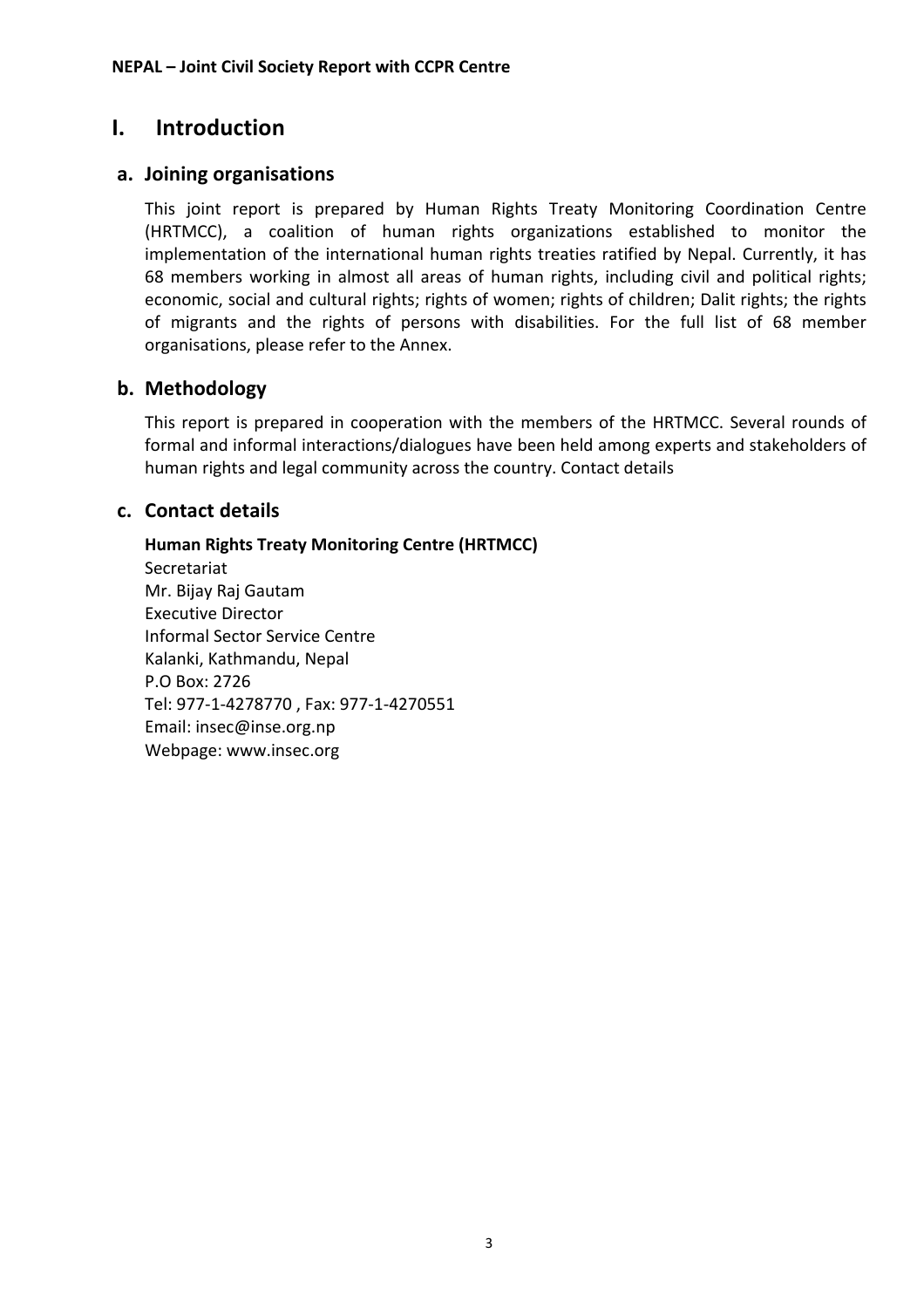# I. Introduction

## a. Joining organisations

This joint report is prepared by Human Rights Treaty Monitoring Coordination Centre (HRTMCC), a coalition of human rights organizations established to monitor the implementation of the international human rights treaties ratified by Nepal. Currently, it has 68 members working in almost all areas of human rights, including civil and political rights; economic, social and cultural rights; rights of women; rights of children; Dalit rights; the rights of migrants and the rights of persons with disabilities. For the full list of 68 member organisations, please refer to the Annex.

## b. Methodology

This report is prepared in cooperation with the members of the HRTMCC. Several rounds of formal and informal interactions/dialogues have been held among experts and stakeholders of human rights and legal community across the country. Contact details

## c. Contact details

**Human Rights Treaty Monitoring Centre (HRTMCC)**
Secretariat
Mr. Bijay Raj Gautam
Executive Director
Informal Sector Service Centre
Kalanki, Kathmandu, Nepal
P.O Box: 2726
Tel: 977-1-4278770 , Fax: 977-1-4270551
Email: insec@inse.org.np
Webpage: www.insec.org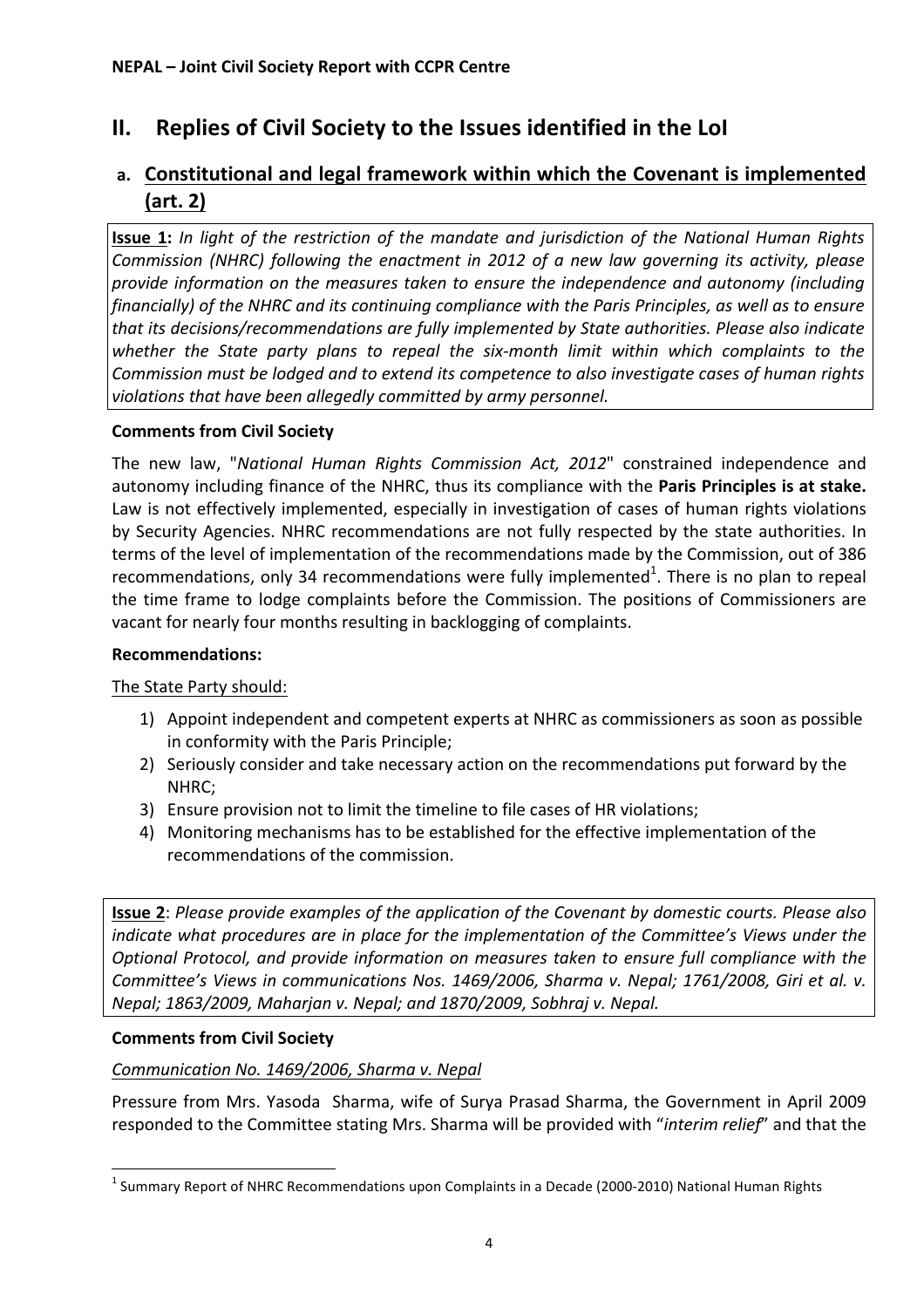## II. Replies of Civil Society to the Issues identified in the LoI

### a. Constitutional and legal framework within which the Covenant is implemented (art. 2)

**Issue 1:** *In light of the restriction of the mandate and jurisdiction of the National Human Rights Commission (NHRC) following the enactment in 2012 of a new law governing its activity, please provide information on the measures taken to ensure the independence and autonomy (including financially) of the NHRC and its continuing compliance with the Paris Principles, as well as to ensure that its decisions/recommendations are fully implemented by State authorities. Please also indicate whether the State party plans to repeal the six-month limit within which complaints to the Commission must be lodged and to extend its competence to also investigate cases of human rights violations that have been allegedly committed by army personnel.*

**Comments from Civil Society**

The new law, "*National Human Rights Commission Act, 2012*" constrained independence and autonomy including finance of the NHRC, thus its compliance with the **Paris Principles is at stake.** Law is not effectively implemented, especially in investigation of cases of human rights violations by Security Agencies. NHRC recommendations are not fully respected by the state authorities. In terms of the level of implementation of the recommendations made by the Commission, out of 386 recommendations, only 34 recommendations were fully implemented[1]. There is no plan to repeal the time frame to lodge complaints before the Commission. The positions of Commissioners are vacant for nearly four months resulting in backlogging of complaints.

**Recommendations:**

The State Party should:

1) Appoint independent and competent experts at NHRC as commissioners as soon as possible in conformity with the Paris Principle;
2) Seriously consider and take necessary action on the recommendations put forward by the NHRC;
3) Ensure provision not to limit the timeline to file cases of HR violations;
4) Monitoring mechanisms has to be established for the effective implementation of the recommendations of the commission.

**Issue 2**: *Please provide examples of the application of the Covenant by domestic courts. Please also indicate what procedures are in place for the implementation of the Committee's Views under the Optional Protocol, and provide information on measures taken to ensure full compliance with the Committee's Views in communications Nos. 1469/2006, Sharma v. Nepal; 1761/2008, Giri et al. v. Nepal; 1863/2009, Maharjan v. Nepal; and 1870/2009, Sobhraj v. Nepal.*

**Comments from Civil Society**

*Communication No. 1469/2006, Sharma v. Nepal*

Pressure from Mrs. Yasoda Sharma, wife of Surya Prasad Sharma, the Government in April 2009 responded to the Committee stating Mrs. Sharma will be provided with "*interim relief*" and that the

[1] Summary Report of NHRC Recommendations upon Complaints in a Decade (2000-2010) National Human Rights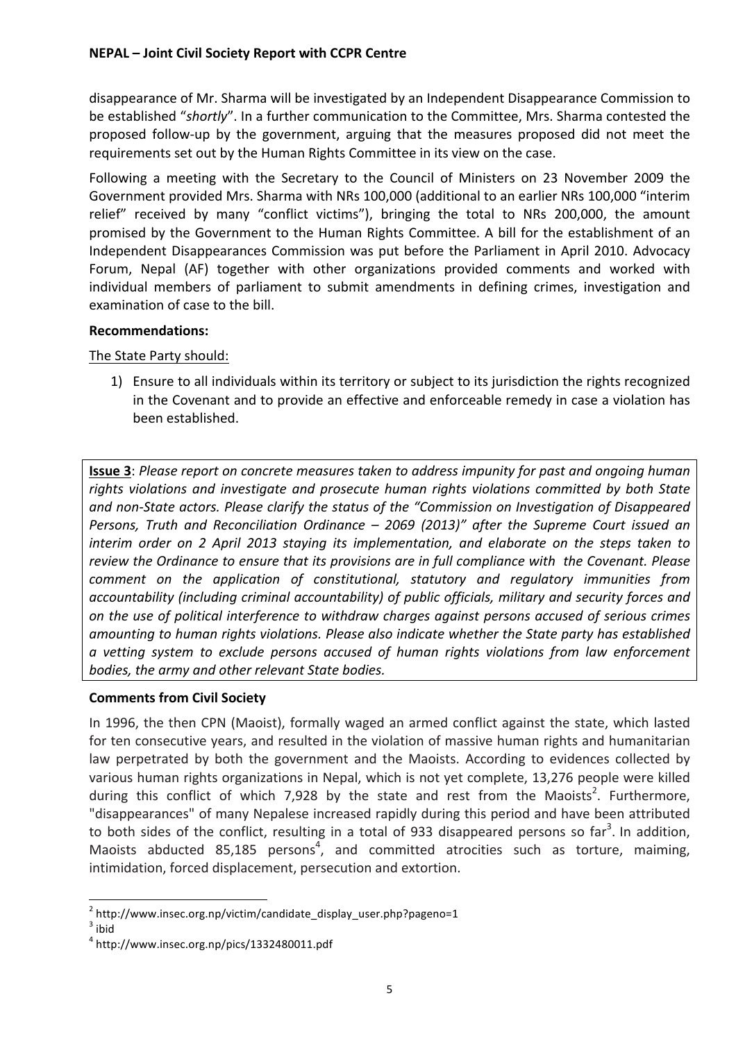disappearance of Mr. Sharma will be investigated by an Independent Disappearance Commission to be established "*shortly*". In a further communication to the Committee, Mrs. Sharma contested the proposed follow-up by the government, arguing that the measures proposed did not meet the requirements set out by the Human Rights Committee in its view on the case.

Following a meeting with the Secretary to the Council of Ministers on 23 November 2009 the Government provided Mrs. Sharma with NRs 100,000 (additional to an earlier NRs 100,000 "interim relief" received by many "conflict victims"), bringing the total to NRs 200,000, the amount promised by the Government to the Human Rights Committee. A bill for the establishment of an Independent Disappearances Commission was put before the Parliament in April 2010. Advocacy Forum, Nepal (AF) together with other organizations provided comments and worked with individual members of parliament to submit amendments in defining crimes, investigation and examination of case to the bill.

**Recommendations:**

The State Party should:

1) Ensure to all individuals within its territory or subject to its jurisdiction the rights recognized in the Covenant and to provide an effective and enforceable remedy in case a violation has been established.

**Issue 3**: *Please report on concrete measures taken to address impunity for past and ongoing human rights violations and investigate and prosecute human rights violations committed by both State and non-State actors. Please clarify the status of the "Commission on Investigation of Disappeared Persons, Truth and Reconciliation Ordinance – 2069 (2013)" after the Supreme Court issued an interim order on 2 April 2013 staying its implementation, and elaborate on the steps taken to review the Ordinance to ensure that its provisions are in full compliance with the Covenant. Please comment on the application of constitutional, statutory and regulatory immunities from accountability (including criminal accountability) of public officials, military and security forces and on the use of political interference to withdraw charges against persons accused of serious crimes amounting to human rights violations. Please also indicate whether the State party has established a vetting system to exclude persons accused of human rights violations from law enforcement bodies, the army and other relevant State bodies.*

**Comments from Civil Society**

In 1996, the then CPN (Maoist), formally waged an armed conflict against the state, which lasted for ten consecutive years, and resulted in the violation of massive human rights and humanitarian law perpetrated by both the government and the Maoists. According to evidences collected by various human rights organizations in Nepal, which is not yet complete, 13,276 people were killed during this conflict of which 7,928 by the state and rest from the Maoists[2]. Furthermore, "disappearances" of many Nepalese increased rapidly during this period and have been attributed to both sides of the conflict, resulting in a total of 933 disappeared persons so far[3]. In addition, Maoists abducted 85,185 persons[4], and committed atrocities such as torture, maiming, intimidation, forced displacement, persecution and extortion.

---

[2] http://www.insec.org.np/victim/candidate_display_user.php?pageno=1

[3] ibid

[4] http://www.insec.org.np/pics/1332480011.pdf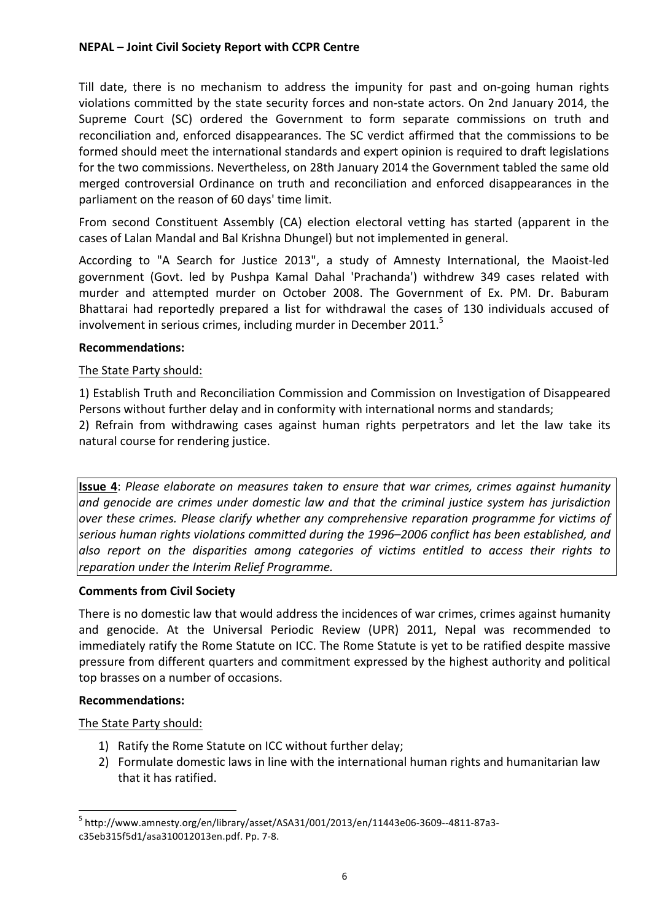Till date, there is no mechanism to address the impunity for past and on-going human rights violations committed by the state security forces and non-state actors. On 2nd January 2014, the Supreme Court (SC) ordered the Government to form separate commissions on truth and reconciliation and, enforced disappearances. The SC verdict affirmed that the commissions to be formed should meet the international standards and expert opinion is required to draft legislations for the two commissions. Nevertheless, on 28th January 2014 the Government tabled the same old merged controversial Ordinance on truth and reconciliation and enforced disappearances in the parliament on the reason of 60 days' time limit.

From second Constituent Assembly (CA) election electoral vetting has started (apparent in the cases of Lalan Mandal and Bal Krishna Dhungel) but not implemented in general.

According to "A Search for Justice 2013", a study of Amnesty International, the Maoist-led government (Govt. led by Pushpa Kamal Dahal 'Prachanda') withdrew 349 cases related with murder and attempted murder on October 2008. The Government of Ex. PM. Dr. Baburam Bhattarai had reportedly prepared a list for withdrawal the cases of 130 individuals accused of involvement in serious crimes, including murder in December 2011.[5]

**Recommendations:**

The State Party should:

1) Establish Truth and Reconciliation Commission and Commission on Investigation of Disappeared Persons without further delay and in conformity with international norms and standards;
2) Refrain from withdrawing cases against human rights perpetrators and let the law take its natural course for rendering justice.

**Issue 4**: *Please elaborate on measures taken to ensure that war crimes, crimes against humanity and genocide are crimes under domestic law and that the criminal justice system has jurisdiction over these crimes. Please clarify whether any comprehensive reparation programme for victims of serious human rights violations committed during the 1996–2006 conflict has been established, and also report on the disparities among categories of victims entitled to access their rights to reparation under the Interim Relief Programme.*

**Comments from Civil Society**

There is no domestic law that would address the incidences of war crimes, crimes against humanity and genocide. At the Universal Periodic Review (UPR) 2011, Nepal was recommended to immediately ratify the Rome Statute on ICC. The Rome Statute is yet to be ratified despite massive pressure from different quarters and commitment expressed by the highest authority and political top brasses on a number of occasions.

**Recommendations:**

The State Party should:

1) Ratify the Rome Statute on ICC without further delay;
2) Formulate domestic laws in line with the international human rights and humanitarian law that it has ratified.

---

[5] http://www.amnesty.org/en/library/asset/ASA31/001/2013/en/11443e06-3609--4811-87a3-c35eb315f5d1/asa310012013en.pdf. Pp. 7-8.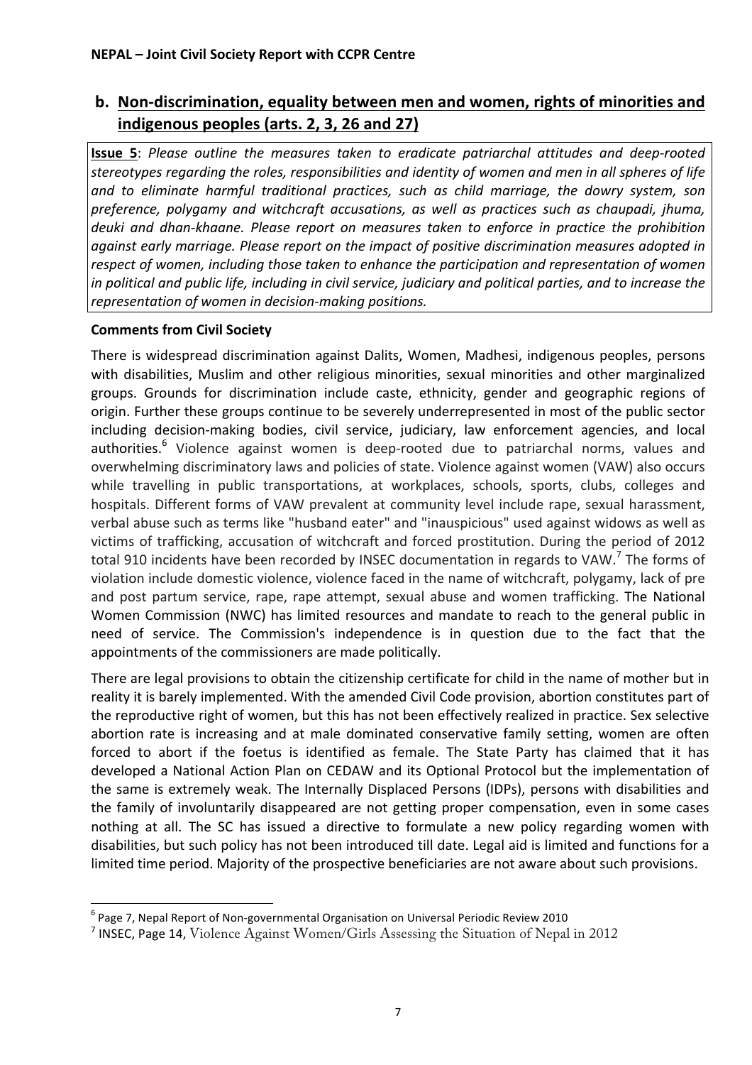## b. Non-discrimination, equality between men and women, rights of minorities and indigenous peoples (arts. 2, 3, 26 and 27)

**Issue 5**: *Please outline the measures taken to eradicate patriarchal attitudes and deep-rooted stereotypes regarding the roles, responsibilities and identity of women and men in all spheres of life and to eliminate harmful traditional practices, such as child marriage, the dowry system, son preference, polygamy and witchcraft accusations, as well as practices such as chaupadi, jhuma, deuki and dhan-khaane. Please report on measures taken to enforce in practice the prohibition against early marriage. Please report on the impact of positive discrimination measures adopted in respect of women, including those taken to enhance the participation and representation of women in political and public life, including in civil service, judiciary and political parties, and to increase the representation of women in decision-making positions.*

**Comments from Civil Society**

There is widespread discrimination against Dalits, Women, Madhesi, indigenous peoples, persons with disabilities, Muslim and other religious minorities, sexual minorities and other marginalized groups. Grounds for discrimination include caste, ethnicity, gender and geographic regions of origin. Further these groups continue to be severely underrepresented in most of the public sector including decision-making bodies, civil service, judiciary, law enforcement agencies, and local authorities.[6] Violence against women is deep-rooted due to patriarchal norms, values and overwhelming discriminatory laws and policies of state. Violence against women (VAW) also occurs while travelling in public transportations, at workplaces, schools, sports, clubs, colleges and hospitals. Different forms of VAW prevalent at community level include rape, sexual harassment, verbal abuse such as terms like "husband eater" and "inauspicious" used against widows as well as victims of trafficking, accusation of witchcraft and forced prostitution. During the period of 2012 total 910 incidents have been recorded by INSEC documentation in regards to VAW.[7] The forms of violation include domestic violence, violence faced in the name of witchcraft, polygamy, lack of pre and post partum service, rape, rape attempt, sexual abuse and women trafficking. The National Women Commission (NWC) has limited resources and mandate to reach to the general public in need of service. The Commission's independence is in question due to the fact that the appointments of the commissioners are made politically.

There are legal provisions to obtain the citizenship certificate for child in the name of mother but in reality it is barely implemented. With the amended Civil Code provision, abortion constitutes part of the reproductive right of women, but this has not been effectively realized in practice. Sex selective abortion rate is increasing and at male dominated conservative family setting, women are often forced to abort if the foetus is identified as female. The State Party has claimed that it has developed a National Action Plan on CEDAW and its Optional Protocol but the implementation of the same is extremely weak. The Internally Displaced Persons (IDPs), persons with disabilities and the family of involuntarily disappeared are not getting proper compensation, even in some cases nothing at all. The SC has issued a directive to formulate a new policy regarding women with disabilities, but such policy has not been introduced till date. Legal aid is limited and functions for a limited time period. Majority of the prospective beneficiaries are not aware about such provisions.

---

[6] Page 7, Nepal Report of Non-governmental Organisation on Universal Periodic Review 2010

[7] INSEC, Page 14, Violence Against Women/Girls Assessing the Situation of Nepal in 2012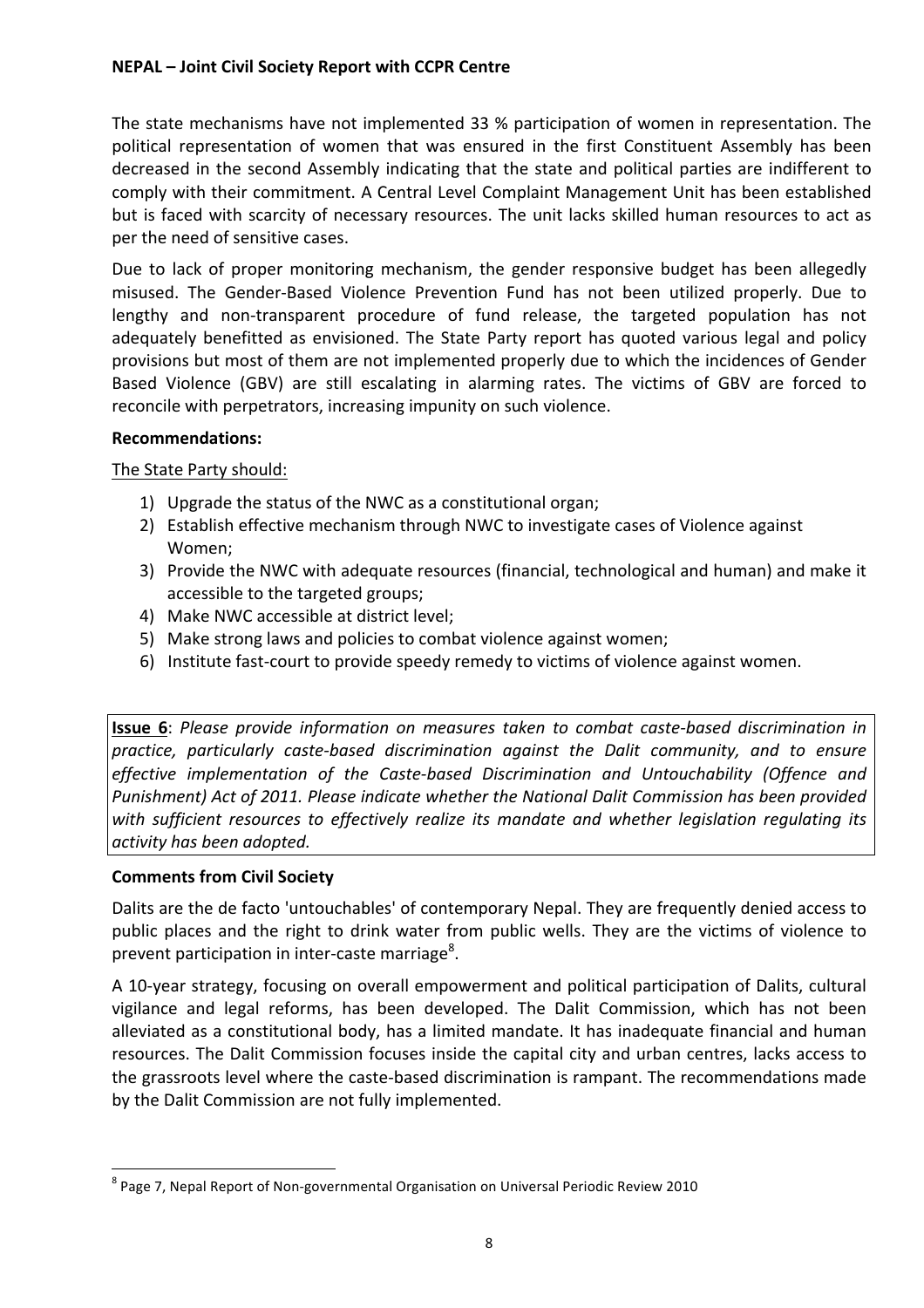The state mechanisms have not implemented 33 % participation of women in representation. The political representation of women that was ensured in the first Constituent Assembly has been decreased in the second Assembly indicating that the state and political parties are indifferent to comply with their commitment. A Central Level Complaint Management Unit has been established but is faced with scarcity of necessary resources. The unit lacks skilled human resources to act as per the need of sensitive cases.

Due to lack of proper monitoring mechanism, the gender responsive budget has been allegedly misused. The Gender-Based Violence Prevention Fund has not been utilized properly. Due to lengthy and non-transparent procedure of fund release, the targeted population has not adequately benefitted as envisioned. The State Party report has quoted various legal and policy provisions but most of them are not implemented properly due to which the incidences of Gender Based Violence (GBV) are still escalating in alarming rates. The victims of GBV are forced to reconcile with perpetrators, increasing impunity on such violence.

**Recommendations:**

The State Party should:

1) Upgrade the status of the NWC as a constitutional organ;
2) Establish effective mechanism through NWC to investigate cases of Violence against Women;
3) Provide the NWC with adequate resources (financial, technological and human) and make it accessible to the targeted groups;
4) Make NWC accessible at district level;
5) Make strong laws and policies to combat violence against women;
6) Institute fast-court to provide speedy remedy to victims of violence against women.

**Issue 6**: *Please provide information on measures taken to combat caste-based discrimination in practice, particularly caste-based discrimination against the Dalit community, and to ensure effective implementation of the Caste-based Discrimination and Untouchability (Offence and Punishment) Act of 2011. Please indicate whether the National Dalit Commission has been provided with sufficient resources to effectively realize its mandate and whether legislation regulating its activity has been adopted.*

**Comments from Civil Society**

Dalits are the de facto 'untouchables' of contemporary Nepal. They are frequently denied access to public places and the right to drink water from public wells. They are the victims of violence to prevent participation in inter-caste marriage[8].

A 10-year strategy, focusing on overall empowerment and political participation of Dalits, cultural vigilance and legal reforms, has been developed. The Dalit Commission, which has not been alleviated as a constitutional body, has a limited mandate. It has inadequate financial and human resources. The Dalit Commission focuses inside the capital city and urban centres, lacks access to the grassroots level where the caste-based discrimination is rampant. The recommendations made by the Dalit Commission are not fully implemented.

[8] Page 7, Nepal Report of Non-governmental Organisation on Universal Periodic Review 2010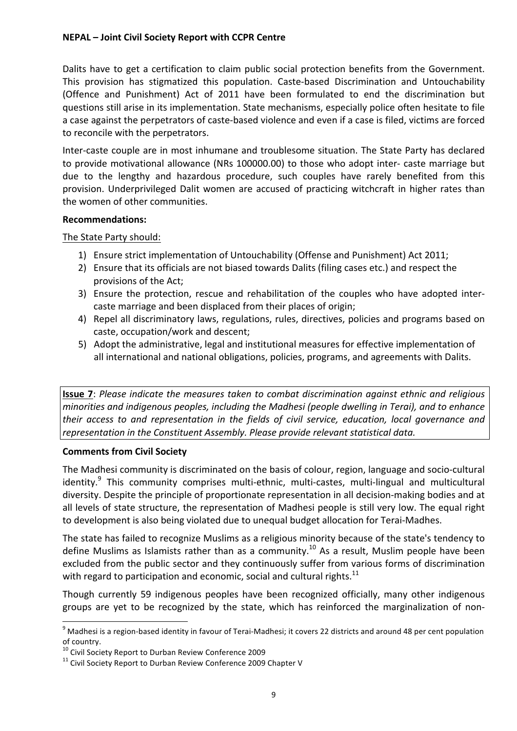Dalits have to get a certification to claim public social protection benefits from the Government. This provision has stigmatized this population. Caste-based Discrimination and Untouchability (Offence and Punishment) Act of 2011 have been formulated to end the discrimination but questions still arise in its implementation. State mechanisms, especially police often hesitate to file a case against the perpetrators of caste-based violence and even if a case is filed, victims are forced to reconcile with the perpetrators.

Inter-caste couple are in most inhumane and troublesome situation. The State Party has declared to provide motivational allowance (NRs 100000.00) to those who adopt inter- caste marriage but due to the lengthy and hazardous procedure, such couples have rarely benefited from this provision. Underprivileged Dalit women are accused of practicing witchcraft in higher rates than the women of other communities.

**Recommendations:**

The State Party should:

1) Ensure strict implementation of Untouchability (Offense and Punishment) Act 2011;
2) Ensure that its officials are not biased towards Dalits (filing cases etc.) and respect the provisions of the Act;
3) Ensure the protection, rescue and rehabilitation of the couples who have adopted inter-caste marriage and been displaced from their places of origin;
4) Repel all discriminatory laws, regulations, rules, directives, policies and programs based on caste, occupation/work and descent;
5) Adopt the administrative, legal and institutional measures for effective implementation of all international and national obligations, policies, programs, and agreements with Dalits.

**Issue 7**: *Please indicate the measures taken to combat discrimination against ethnic and religious minorities and indigenous peoples, including the Madhesi (people dwelling in Terai), and to enhance their access to and representation in the fields of civil service, education, local governance and representation in the Constituent Assembly. Please provide relevant statistical data.*

**Comments from Civil Society**

The Madhesi community is discriminated on the basis of colour, region, language and socio-cultural identity.[9] This community comprises multi-ethnic, multi-castes, multi-lingual and multicultural diversity. Despite the principle of proportionate representation in all decision-making bodies and at all levels of state structure, the representation of Madhesi people is still very low. The equal right to development is also being violated due to unequal budget allocation for Terai-Madhes.

The state has failed to recognize Muslims as a religious minority because of the state's tendency to define Muslims as Islamists rather than as a community.[10] As a result, Muslim people have been excluded from the public sector and they continuously suffer from various forms of discrimination with regard to participation and economic, social and cultural rights.[11]

Though currently 59 indigenous peoples have been recognized officially, many other indigenous groups are yet to be recognized by the state, which has reinforced the marginalization of non-

[9] Madhesi is a region-based identity in favour of Terai-Madhesi; it covers 22 districts and around 48 per cent population of country.

[10] Civil Society Report to Durban Review Conference 2009

[11] Civil Society Report to Durban Review Conference 2009 Chapter V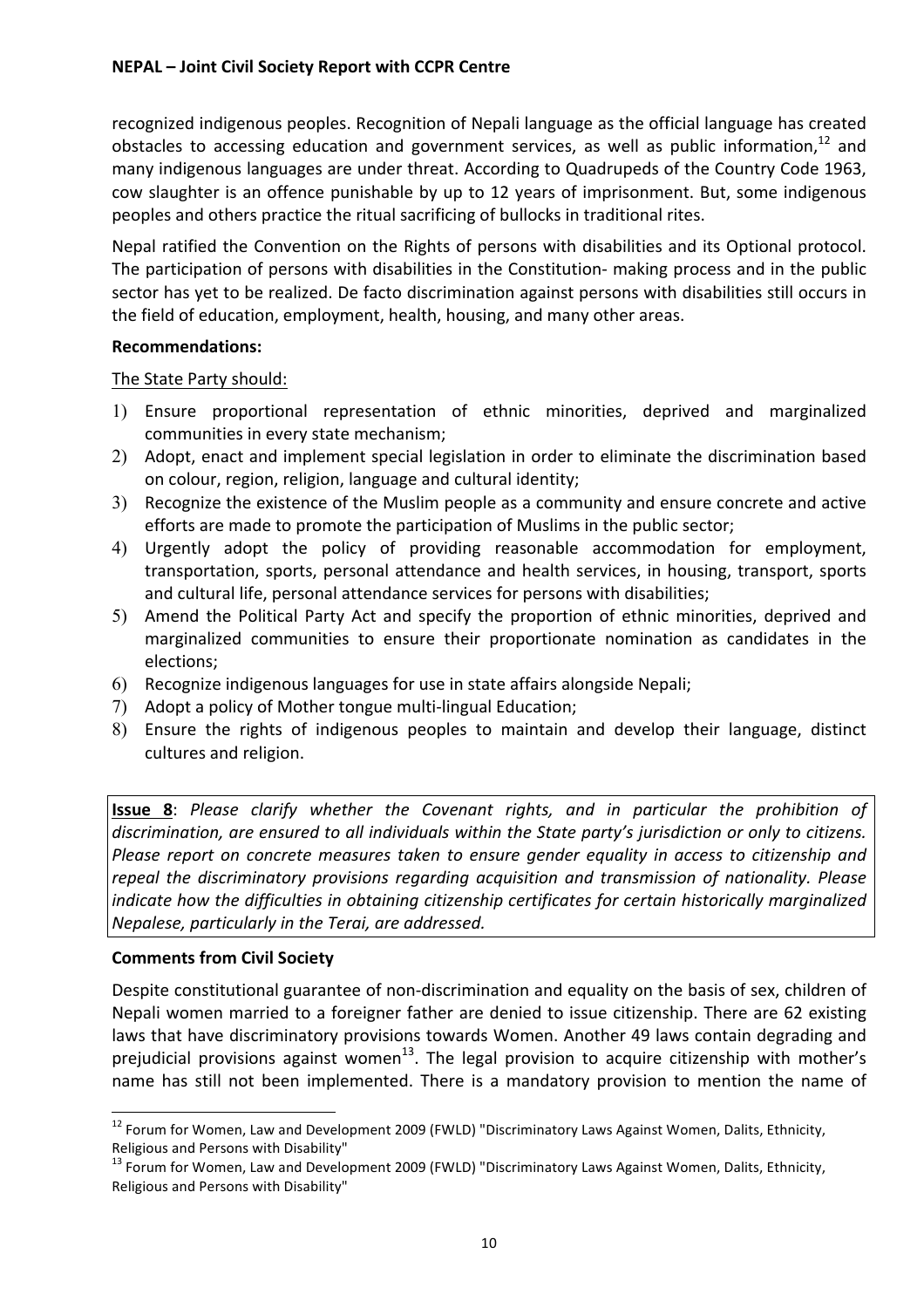recognized indigenous peoples. Recognition of Nepali language as the official language has created obstacles to accessing education and government services, as well as public information,[12] and many indigenous languages are under threat. According to Quadrupeds of the Country Code 1963, cow slaughter is an offence punishable by up to 12 years of imprisonment. But, some indigenous peoples and others practice the ritual sacrificing of bullocks in traditional rites.

Nepal ratified the Convention on the Rights of persons with disabilities and its Optional protocol. The participation of persons with disabilities in the Constitution- making process and in the public sector has yet to be realized. De facto discrimination against persons with disabilities still occurs in the field of education, employment, health, housing, and many other areas.

**Recommendations:**

The State Party should:

1) Ensure proportional representation of ethnic minorities, deprived and marginalized communities in every state mechanism;
2) Adopt, enact and implement special legislation in order to eliminate the discrimination based on colour, region, religion, language and cultural identity;
3) Recognize the existence of the Muslim people as a community and ensure concrete and active efforts are made to promote the participation of Muslims in the public sector;
4) Urgently adopt the policy of providing reasonable accommodation for employment, transportation, sports, personal attendance and health services, in housing, transport, sports and cultural life, personal attendance services for persons with disabilities;
5) Amend the Political Party Act and specify the proportion of ethnic minorities, deprived and marginalized communities to ensure their proportionate nomination as candidates in the elections;
6) Recognize indigenous languages for use in state affairs alongside Nepali;
7) Adopt a policy of Mother tongue multi-lingual Education;
8) Ensure the rights of indigenous peoples to maintain and develop their language, distinct cultures and religion.

**Issue 8**: *Please clarify whether the Covenant rights, and in particular the prohibition of discrimination, are ensured to all individuals within the State party's jurisdiction or only to citizens. Please report on concrete measures taken to ensure gender equality in access to citizenship and repeal the discriminatory provisions regarding acquisition and transmission of nationality. Please indicate how the difficulties in obtaining citizenship certificates for certain historically marginalized Nepalese, particularly in the Terai, are addressed.*

**Comments from Civil Society**

Despite constitutional guarantee of non-discrimination and equality on the basis of sex, children of Nepali women married to a foreigner father are denied to issue citizenship. There are 62 existing laws that have discriminatory provisions towards Women. Another 49 laws contain degrading and prejudicial provisions against women[13]. The legal provision to acquire citizenship with mother's name has still not been implemented. There is a mandatory provision to mention the name of

[12] Forum for Women, Law and Development 2009 (FWLD) "Discriminatory Laws Against Women, Dalits, Ethnicity, Religious and Persons with Disability"

[13] Forum for Women, Law and Development 2009 (FWLD) "Discriminatory Laws Against Women, Dalits, Ethnicity, Religious and Persons with Disability"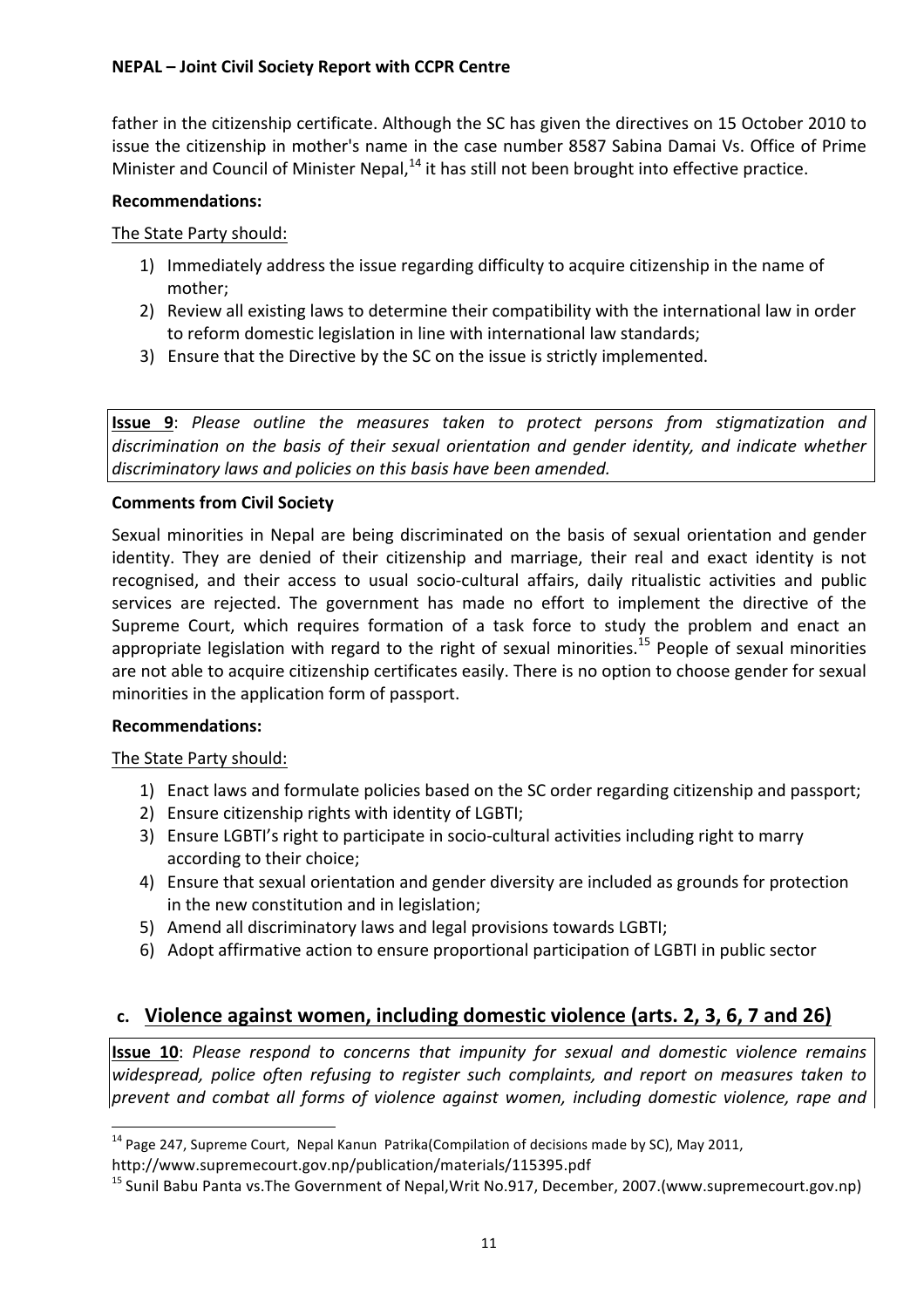father in the citizenship certificate. Although the SC has given the directives on 15 October 2010 to issue the citizenship in mother's name in the case number 8587 Sabina Damai Vs. Office of Prime Minister and Council of Minister Nepal,[14] it has still not been brought into effective practice.

**Recommendations:**

The State Party should:

1) Immediately address the issue regarding difficulty to acquire citizenship in the name of mother;
2) Review all existing laws to determine their compatibility with the international law in order to reform domestic legislation in line with international law standards;
3) Ensure that the Directive by the SC on the issue is strictly implemented.

**Issue 9**: *Please outline the measures taken to protect persons from stigmatization and discrimination on the basis of their sexual orientation and gender identity, and indicate whether discriminatory laws and policies on this basis have been amended.*

**Comments from Civil Society**

Sexual minorities in Nepal are being discriminated on the basis of sexual orientation and gender identity. They are denied of their citizenship and marriage, their real and exact identity is not recognised, and their access to usual socio-cultural affairs, daily ritualistic activities and public services are rejected. The government has made no effort to implement the directive of the Supreme Court, which requires formation of a task force to study the problem and enact an appropriate legislation with regard to the right of sexual minorities.[15] People of sexual minorities are not able to acquire citizenship certificates easily. There is no option to choose gender for sexual minorities in the application form of passport.

**Recommendations:**

The State Party should:

1) Enact laws and formulate policies based on the SC order regarding citizenship and passport;
2) Ensure citizenship rights with identity of LGBTI;
3) Ensure LGBTI's right to participate in socio-cultural activities including right to marry according to their choice;
4) Ensure that sexual orientation and gender diversity are included as grounds for protection in the new constitution and in legislation;
5) Amend all discriminatory laws and legal provisions towards LGBTI;
6) Adopt affirmative action to ensure proportional participation of LGBTI in public sector

## c. Violence against women, including domestic violence (arts. 2, 3, 6, 7 and 26)

**Issue 10**: *Please respond to concerns that impunity for sexual and domestic violence remains widespread, police often refusing to register such complaints, and report on measures taken to prevent and combat all forms of violence against women, including domestic violence, rape and*

---

[14] Page 247, Supreme Court, Nepal Kanun Patrika(Compilation of decisions made by SC), May 2011, http://www.supremecourt.gov.np/publication/materials/115395.pdf

[15] Sunil Babu Panta vs.The Government of Nepal,Writ No.917, December, 2007.(www.supremecourt.gov.np)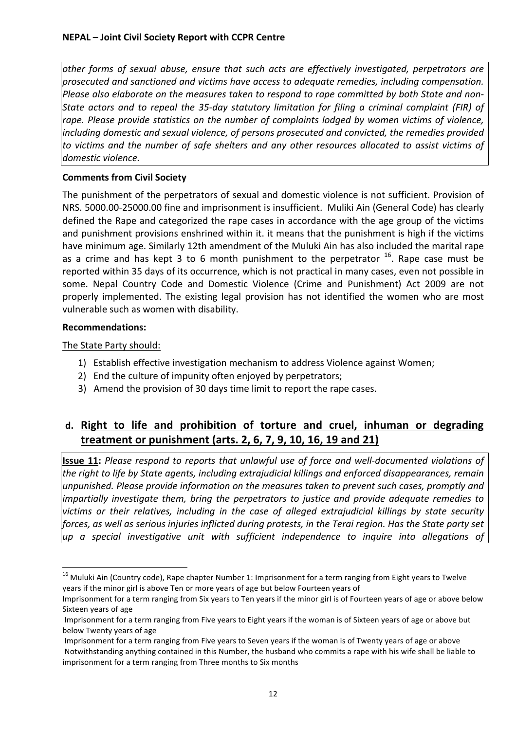*other forms of sexual abuse, ensure that such acts are effectively investigated, perpetrators are prosecuted and sanctioned and victims have access to adequate remedies, including compensation. Please also elaborate on the measures taken to respond to rape committed by both State and non-State actors and to repeal the 35-day statutory limitation for filing a criminal complaint (FIR) of rape. Please provide statistics on the number of complaints lodged by women victims of violence, including domestic and sexual violence, of persons prosecuted and convicted, the remedies provided to victims and the number of safe shelters and any other resources allocated to assist victims of domestic violence.*

**Comments from Civil Society**

The punishment of the perpetrators of sexual and domestic violence is not sufficient. Provision of NRS. 5000.00-25000.00 fine and imprisonment is insufficient. Muliki Ain (General Code) has clearly defined the Rape and categorized the rape cases in accordance with the age group of the victims and punishment provisions enshrined within it. it means that the punishment is high if the victims have minimum age. Similarly 12th amendment of the Muluki Ain has also included the marital rape as a crime and has kept 3 to 6 month punishment to the perpetrator [16]. Rape case must be reported within 35 days of its occurrence, which is not practical in many cases, even not possible in some. Nepal Country Code and Domestic Violence (Crime and Punishment) Act 2009 are not properly implemented. The existing legal provision has not identified the women who are most vulnerable such as women with disability.

**Recommendations:**

The State Party should:

1) Establish effective investigation mechanism to address Violence against Women;
2) End the culture of impunity often enjoyed by perpetrators;
3) Amend the provision of 30 days time limit to report the rape cases.

## d. Right to life and prohibition of torture and cruel, inhuman or degrading treatment or punishment (arts. 2, 6, 7, 9, 10, 16, 19 and 21)

**Issue 11:** *Please respond to reports that unlawful use of force and well-documented violations of the right to life by State agents, including extrajudicial killings and enforced disappearances, remain unpunished. Please provide information on the measures taken to prevent such cases, promptly and impartially investigate them, bring the perpetrators to justice and provide adequate remedies to victims or their relatives, including in the case of alleged extrajudicial killings by state security forces, as well as serious injuries inflicted during protests, in the Terai region. Has the State party set up a special investigative unit with sufficient independence to inquire into allegations of*

---

[16] Muluki Ain (Country code), Rape chapter Number 1: Imprisonment for a term ranging from Eight years to Twelve years if the minor girl is above Ten or more years of age but below Fourteen years of

Imprisonment for a term ranging from Six years to Ten years if the minor girl is of Fourteen years of age or above below Sixteen years of age

Imprisonment for a term ranging from Five years to Eight years if the woman is of Sixteen years of age or above but below Twenty years of age

Imprisonment for a term ranging from Five years to Seven years if the woman is of Twenty years of age or above

Notwithstanding anything contained in this Number, the husband who commits a rape with his wife shall be liable to imprisonment for a term ranging from Three months to Six months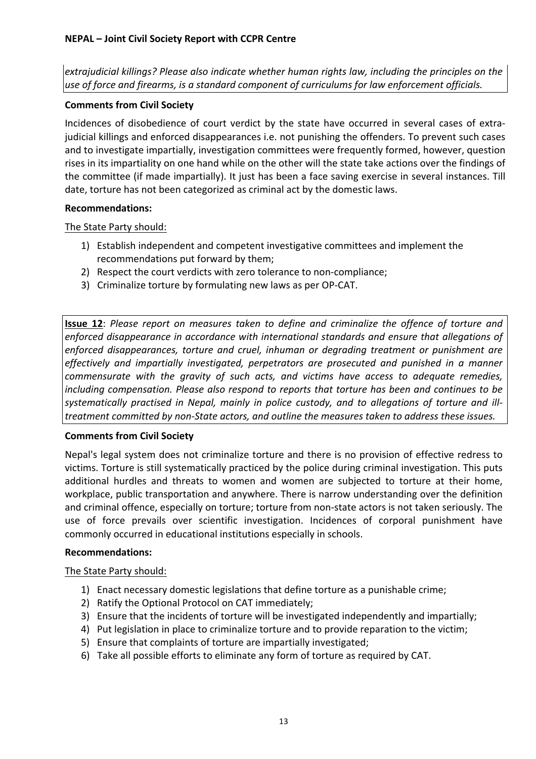*extrajudicial killings? Please also indicate whether human rights law, including the principles on the use of force and firearms, is a standard component of curriculums for law enforcement officials.*

**Comments from Civil Society**

Incidences of disobedience of court verdict by the state have occurred in several cases of extra-judicial killings and enforced disappearances i.e. not punishing the offenders. To prevent such cases and to investigate impartially, investigation committees were frequently formed, however, question rises in its impartiality on one hand while on the other will the state take actions over the findings of the committee (if made impartially). It just has been a face saving exercise in several instances. Till date, torture has not been categorized as criminal act by the domestic laws.

**Recommendations:**

The State Party should:

1) Establish independent and competent investigative committees and implement the recommendations put forward by them;
2) Respect the court verdicts with zero tolerance to non-compliance;
3) Criminalize torture by formulating new laws as per OP-CAT.

**Issue 12**: *Please report on measures taken to define and criminalize the offence of torture and enforced disappearance in accordance with international standards and ensure that allegations of enforced disappearances, torture and cruel, inhuman or degrading treatment or punishment are effectively and impartially investigated, perpetrators are prosecuted and punished in a manner commensurate with the gravity of such acts, and victims have access to adequate remedies, including compensation. Please also respond to reports that torture has been and continues to be systematically practised in Nepal, mainly in police custody, and to allegations of torture and ill-treatment committed by non-State actors, and outline the measures taken to address these issues.*

**Comments from Civil Society**

Nepal's legal system does not criminalize torture and there is no provision of effective redress to victims. Torture is still systematically practiced by the police during criminal investigation. This puts additional hurdles and threats to women and women are subjected to torture at their home, workplace, public transportation and anywhere. There is narrow understanding over the definition and criminal offence, especially on torture; torture from non-state actors is not taken seriously. The use of force prevails over scientific investigation. Incidences of corporal punishment have commonly occurred in educational institutions especially in schools.

**Recommendations:**

The State Party should:

1) Enact necessary domestic legislations that define torture as a punishable crime;
2) Ratify the Optional Protocol on CAT immediately;
3) Ensure that the incidents of torture will be investigated independently and impartially;
4) Put legislation in place to criminalize torture and to provide reparation to the victim;
5) Ensure that complaints of torture are impartially investigated;
6) Take all possible efforts to eliminate any form of torture as required by CAT.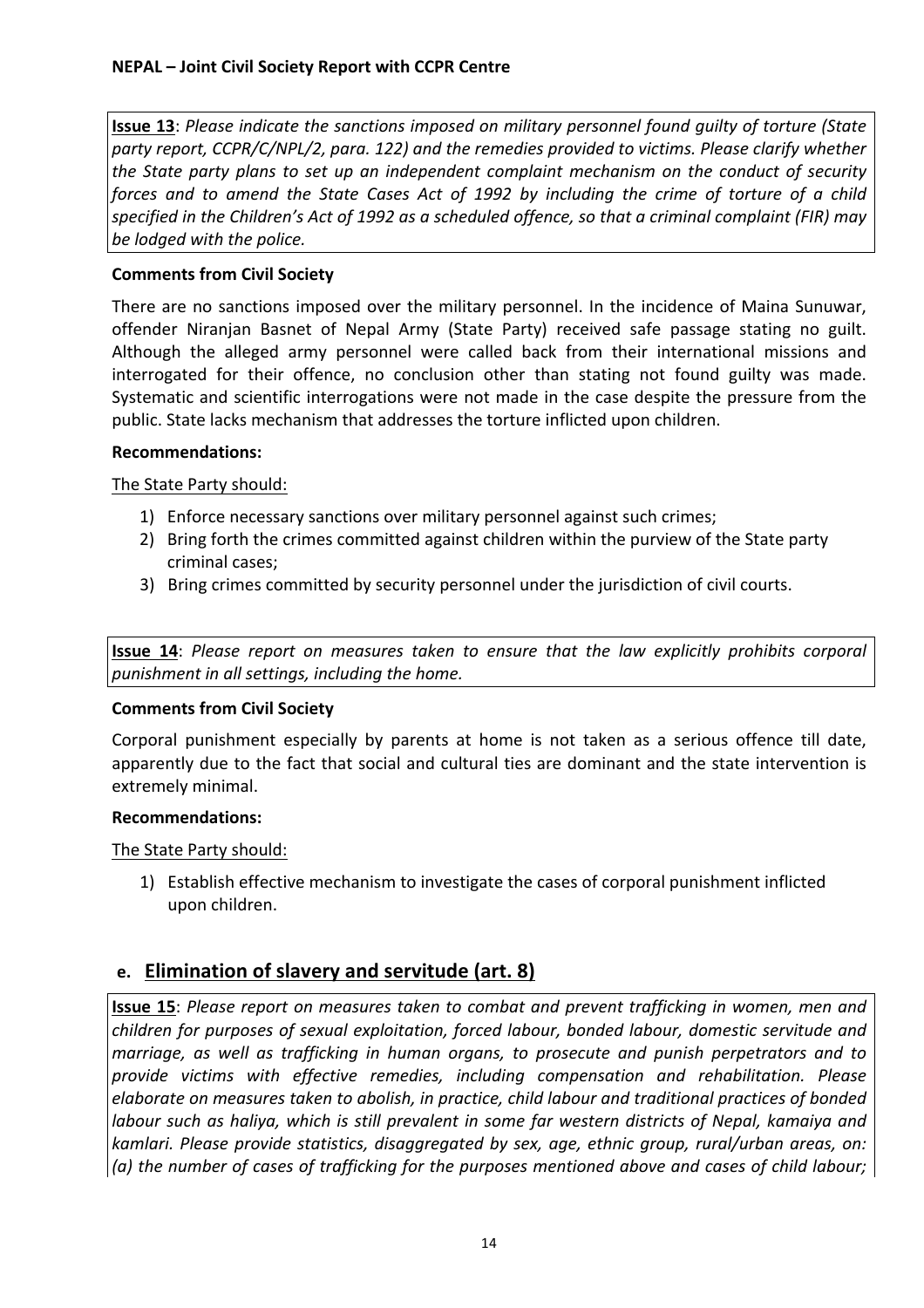**Issue 13**: *Please indicate the sanctions imposed on military personnel found guilty of torture (State party report, CCPR/C/NPL/2, para. 122) and the remedies provided to victims. Please clarify whether the State party plans to set up an independent complaint mechanism on the conduct of security forces and to amend the State Cases Act of 1992 by including the crime of torture of a child specified in the Children's Act of 1992 as a scheduled offence, so that a criminal complaint (FIR) may be lodged with the police.*

**Comments from Civil Society**

There are no sanctions imposed over the military personnel. In the incidence of Maina Sunuwar, offender Niranjan Basnet of Nepal Army (State Party) received safe passage stating no guilt. Although the alleged army personnel were called back from their international missions and interrogated for their offence, no conclusion other than stating not found guilty was made. Systematic and scientific interrogations were not made in the case despite the pressure from the public. State lacks mechanism that addresses the torture inflicted upon children.

**Recommendations:**

The State Party should:

1) Enforce necessary sanctions over military personnel against such crimes;
2) Bring forth the crimes committed against children within the purview of the State party criminal cases;
3) Bring crimes committed by security personnel under the jurisdiction of civil courts.

**Issue 14**: *Please report on measures taken to ensure that the law explicitly prohibits corporal punishment in all settings, including the home.*

**Comments from Civil Society**

Corporal punishment especially by parents at home is not taken as a serious offence till date, apparently due to the fact that social and cultural ties are dominant and the state intervention is extremely minimal.

**Recommendations:**

The State Party should:

1) Establish effective mechanism to investigate the cases of corporal punishment inflicted upon children.

## e. Elimination of slavery and servitude (art. 8)

**Issue 15**: *Please report on measures taken to combat and prevent trafficking in women, men and children for purposes of sexual exploitation, forced labour, bonded labour, domestic servitude and marriage, as well as trafficking in human organs, to prosecute and punish perpetrators and to provide victims with effective remedies, including compensation and rehabilitation. Please elaborate on measures taken to abolish, in practice, child labour and traditional practices of bonded labour such as haliya, which is still prevalent in some far western districts of Nepal, kamaiya and kamlari. Please provide statistics, disaggregated by sex, age, ethnic group, rural/urban areas, on: (a) the number of cases of trafficking for the purposes mentioned above and cases of child labour;*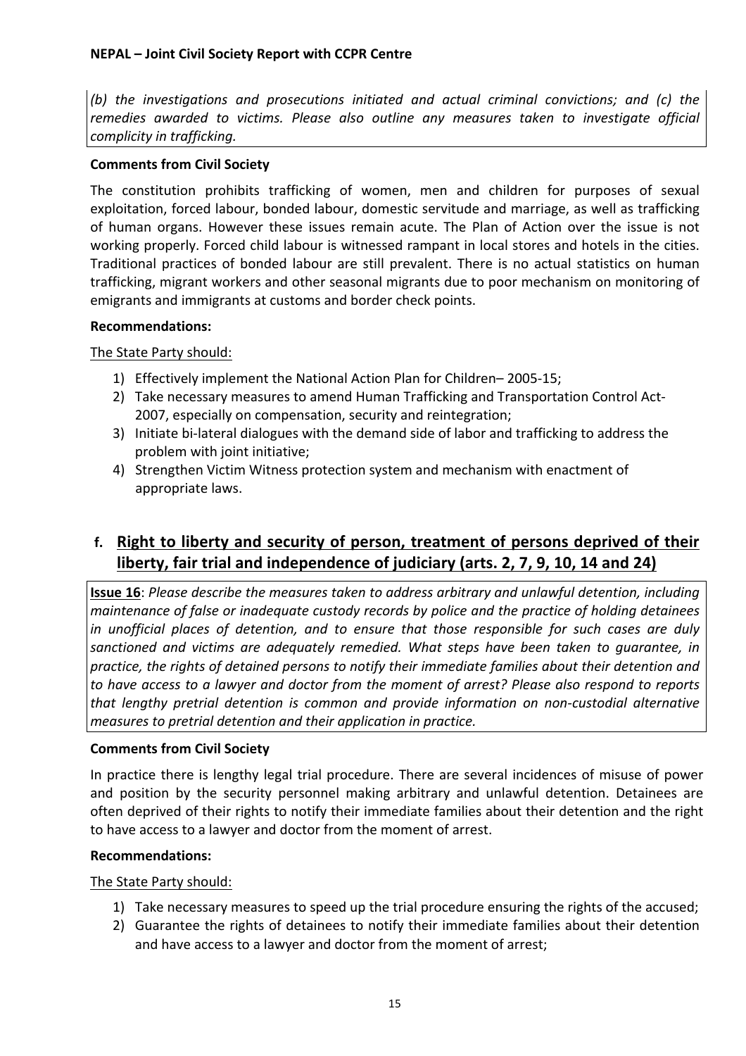*(b) the investigations and prosecutions initiated and actual criminal convictions; and (c) the remedies awarded to victims. Please also outline any measures taken to investigate official complicity in trafficking.*

**Comments from Civil Society**

The constitution prohibits trafficking of women, men and children for purposes of sexual exploitation, forced labour, bonded labour, domestic servitude and marriage, as well as trafficking of human organs. However these issues remain acute. The Plan of Action over the issue is not working properly. Forced child labour is witnessed rampant in local stores and hotels in the cities. Traditional practices of bonded labour are still prevalent. There is no actual statistics on human trafficking, migrant workers and other seasonal migrants due to poor mechanism on monitoring of emigrants and immigrants at customs and border check points.

**Recommendations:**

The State Party should:

1) Effectively implement the National Action Plan for Children– 2005-15;
2) Take necessary measures to amend Human Trafficking and Transportation Control Act-2007, especially on compensation, security and reintegration;
3) Initiate bi-lateral dialogues with the demand side of labor and trafficking to address the problem with joint initiative;
4) Strengthen Victim Witness protection system and mechanism with enactment of appropriate laws.

## f. Right to liberty and security of person, treatment of persons deprived of their liberty, fair trial and independence of judiciary (arts. 2, 7, 9, 10, 14 and 24)

**Issue 16**: *Please describe the measures taken to address arbitrary and unlawful detention, including maintenance of false or inadequate custody records by police and the practice of holding detainees in unofficial places of detention, and to ensure that those responsible for such cases are duly sanctioned and victims are adequately remedied. What steps have been taken to guarantee, in practice, the rights of detained persons to notify their immediate families about their detention and to have access to a lawyer and doctor from the moment of arrest? Please also respond to reports that lengthy pretrial detention is common and provide information on non-custodial alternative measures to pretrial detention and their application in practice.*

**Comments from Civil Society**

In practice there is lengthy legal trial procedure. There are several incidences of misuse of power and position by the security personnel making arbitrary and unlawful detention. Detainees are often deprived of their rights to notify their immediate families about their detention and the right to have access to a lawyer and doctor from the moment of arrest.

**Recommendations:**

The State Party should:

1) Take necessary measures to speed up the trial procedure ensuring the rights of the accused;
2) Guarantee the rights of detainees to notify their immediate families about their detention and have access to a lawyer and doctor from the moment of arrest;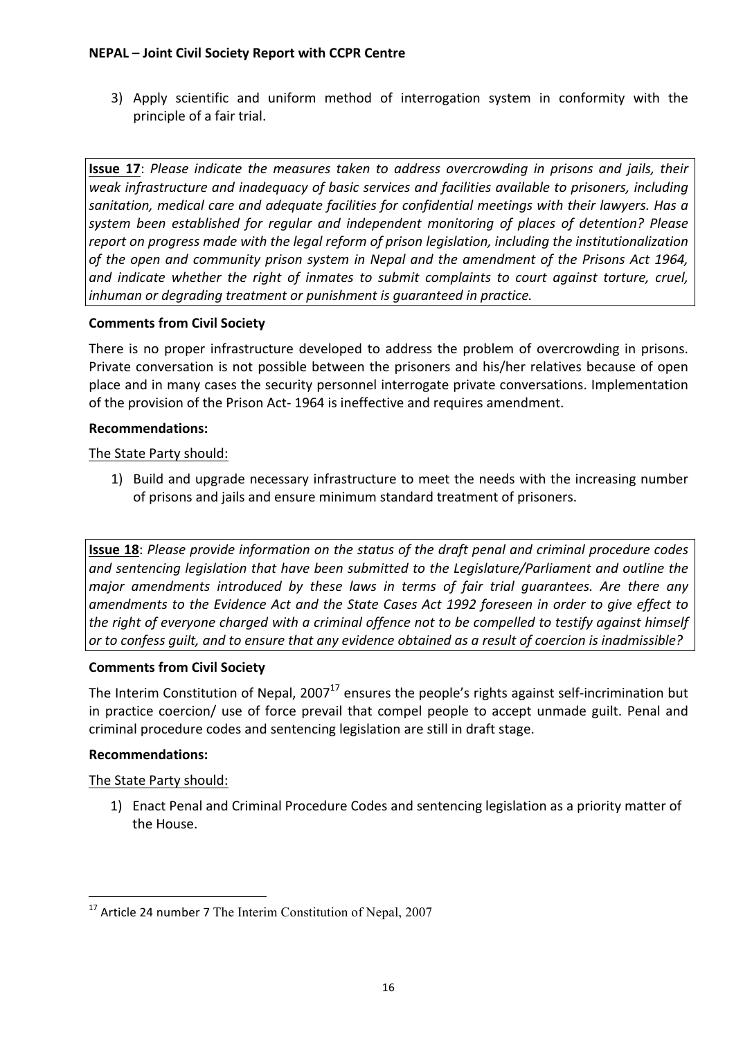3) Apply scientific and uniform method of interrogation system in conformity with the principle of a fair trial.

**Issue 17**: *Please indicate the measures taken to address overcrowding in prisons and jails, their weak infrastructure and inadequacy of basic services and facilities available to prisoners, including sanitation, medical care and adequate facilities for confidential meetings with their lawyers. Has a system been established for regular and independent monitoring of places of detention? Please report on progress made with the legal reform of prison legislation, including the institutionalization of the open and community prison system in Nepal and the amendment of the Prisons Act 1964, and indicate whether the right of inmates to submit complaints to court against torture, cruel, inhuman or degrading treatment or punishment is guaranteed in practice.*

**Comments from Civil Society**

There is no proper infrastructure developed to address the problem of overcrowding in prisons. Private conversation is not possible between the prisoners and his/her relatives because of open place and in many cases the security personnel interrogate private conversations. Implementation of the provision of the Prison Act- 1964 is ineffective and requires amendment.

**Recommendations:**

The State Party should:

1) Build and upgrade necessary infrastructure to meet the needs with the increasing number of prisons and jails and ensure minimum standard treatment of prisoners.

**Issue 18**: *Please provide information on the status of the draft penal and criminal procedure codes and sentencing legislation that have been submitted to the Legislature/Parliament and outline the major amendments introduced by these laws in terms of fair trial guarantees. Are there any amendments to the Evidence Act and the State Cases Act 1992 foreseen in order to give effect to the right of everyone charged with a criminal offence not to be compelled to testify against himself or to confess guilt, and to ensure that any evidence obtained as a result of coercion is inadmissible?*

**Comments from Civil Society**

The Interim Constitution of Nepal, 2007[17] ensures the people's rights against self-incrimination but in practice coercion/ use of force prevail that compel people to accept unmade guilt. Penal and criminal procedure codes and sentencing legislation are still in draft stage.

**Recommendations:**

The State Party should:

1) Enact Penal and Criminal Procedure Codes and sentencing legislation as a priority matter of the House.

---

[17] Article 24 number 7 The Interim Constitution of Nepal, 2007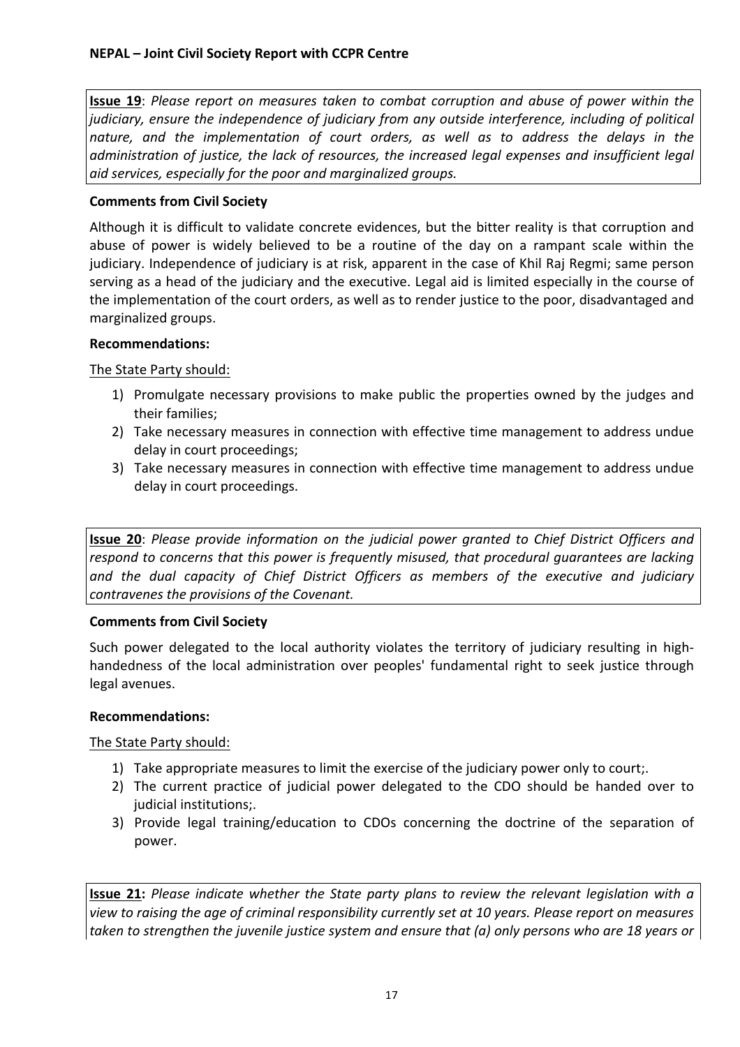**Issue 19**: *Please report on measures taken to combat corruption and abuse of power within the judiciary, ensure the independence of judiciary from any outside interference, including of political nature, and the implementation of court orders, as well as to address the delays in the administration of justice, the lack of resources, the increased legal expenses and insufficient legal aid services, especially for the poor and marginalized groups.*

**Comments from Civil Society**

Although it is difficult to validate concrete evidences, but the bitter reality is that corruption and abuse of power is widely believed to be a routine of the day on a rampant scale within the judiciary. Independence of judiciary is at risk, apparent in the case of Khil Raj Regmi; same person serving as a head of the judiciary and the executive. Legal aid is limited especially in the course of the implementation of the court orders, as well as to render justice to the poor, disadvantaged and marginalized groups.

**Recommendations:**

The State Party should:

1) Promulgate necessary provisions to make public the properties owned by the judges and their families;
2) Take necessary measures in connection with effective time management to address undue delay in court proceedings;
3) Take necessary measures in connection with effective time management to address undue delay in court proceedings.

**Issue 20**: *Please provide information on the judicial power granted to Chief District Officers and respond to concerns that this power is frequently misused, that procedural guarantees are lacking and the dual capacity of Chief District Officers as members of the executive and judiciary contravenes the provisions of the Covenant.*

**Comments from Civil Society**

Such power delegated to the local authority violates the territory of judiciary resulting in high-handedness of the local administration over peoples' fundamental right to seek justice through legal avenues.

**Recommendations:**

The State Party should:

1) Take appropriate measures to limit the exercise of the judiciary power only to court;.
2) The current practice of judicial power delegated to the CDO should be handed over to judicial institutions;.
3) Provide legal training/education to CDOs concerning the doctrine of the separation of power.

**Issue 21:** *Please indicate whether the State party plans to review the relevant legislation with a view to raising the age of criminal responsibility currently set at 10 years. Please report on measures taken to strengthen the juvenile justice system and ensure that (a) only persons who are 18 years or*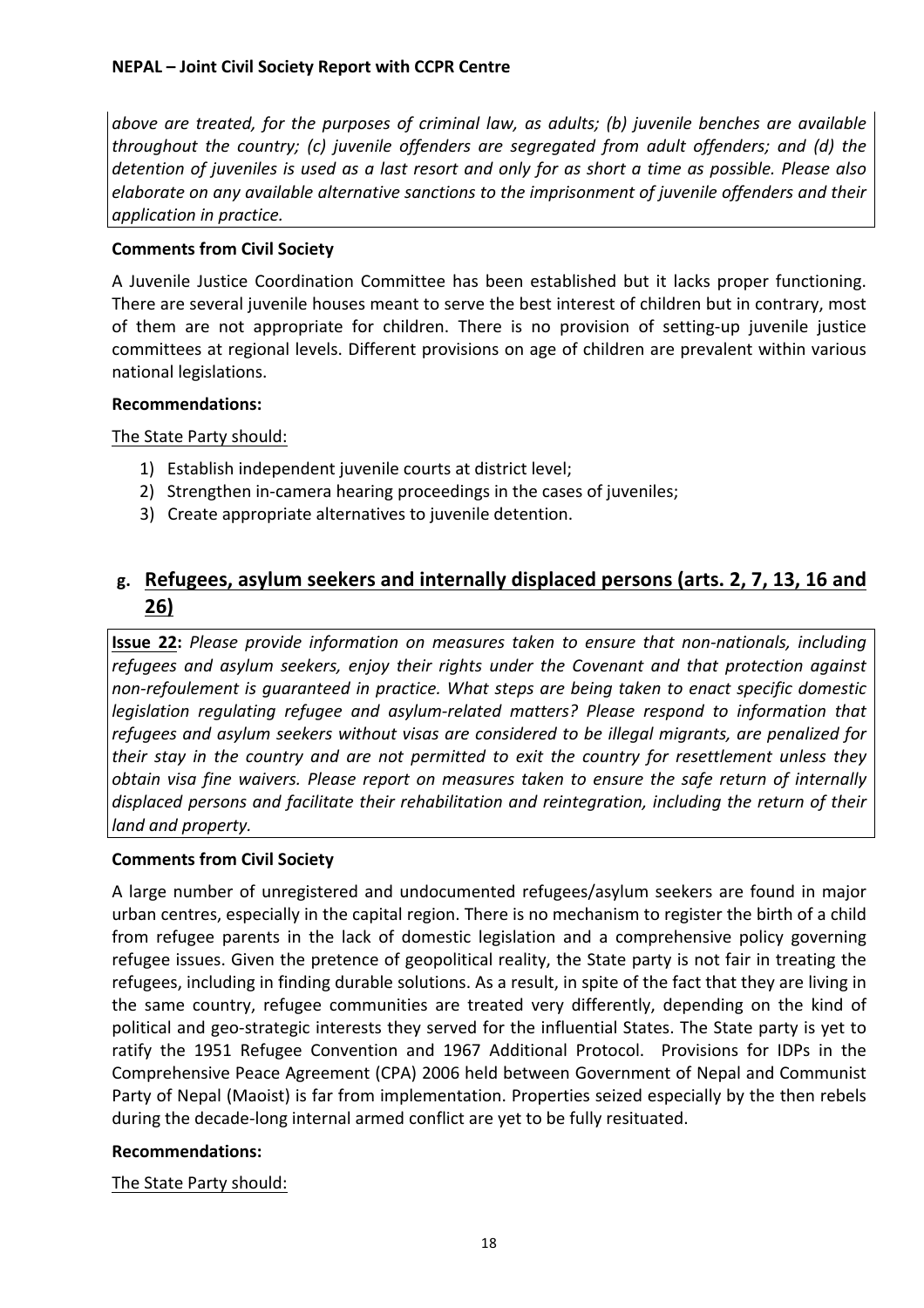*above are treated, for the purposes of criminal law, as adults; (b) juvenile benches are available throughout the country; (c) juvenile offenders are segregated from adult offenders; and (d) the detention of juveniles is used as a last resort and only for as short a time as possible. Please also elaborate on any available alternative sanctions to the imprisonment of juvenile offenders and their application in practice.*

**Comments from Civil Society**

A Juvenile Justice Coordination Committee has been established but it lacks proper functioning. There are several juvenile houses meant to serve the best interest of children but in contrary, most of them are not appropriate for children. There is no provision of setting-up juvenile justice committees at regional levels. Different provisions on age of children are prevalent within various national legislations.

**Recommendations:**

The State Party should:

1) Establish independent juvenile courts at district level;
2) Strengthen in-camera hearing proceedings in the cases of juveniles;
3) Create appropriate alternatives to juvenile detention.

## g. Refugees, asylum seekers and internally displaced persons (arts. 2, 7, 13, 16 and 26)

**Issue 22:** *Please provide information on measures taken to ensure that non-nationals, including refugees and asylum seekers, enjoy their rights under the Covenant and that protection against non-refoulement is guaranteed in practice. What steps are being taken to enact specific domestic legislation regulating refugee and asylum-related matters? Please respond to information that refugees and asylum seekers without visas are considered to be illegal migrants, are penalized for their stay in the country and are not permitted to exit the country for resettlement unless they obtain visa fine waivers. Please report on measures taken to ensure the safe return of internally displaced persons and facilitate their rehabilitation and reintegration, including the return of their land and property.*

**Comments from Civil Society**

A large number of unregistered and undocumented refugees/asylum seekers are found in major urban centres, especially in the capital region. There is no mechanism to register the birth of a child from refugee parents in the lack of domestic legislation and a comprehensive policy governing refugee issues. Given the pretence of geopolitical reality, the State party is not fair in treating the refugees, including in finding durable solutions. As a result, in spite of the fact that they are living in the same country, refugee communities are treated very differently, depending on the kind of political and geo-strategic interests they served for the influential States. The State party is yet to ratify the 1951 Refugee Convention and 1967 Additional Protocol. Provisions for IDPs in the Comprehensive Peace Agreement (CPA) 2006 held between Government of Nepal and Communist Party of Nepal (Maoist) is far from implementation. Properties seized especially by the then rebels during the decade-long internal armed conflict are yet to be fully resituated.

**Recommendations:**

The State Party should: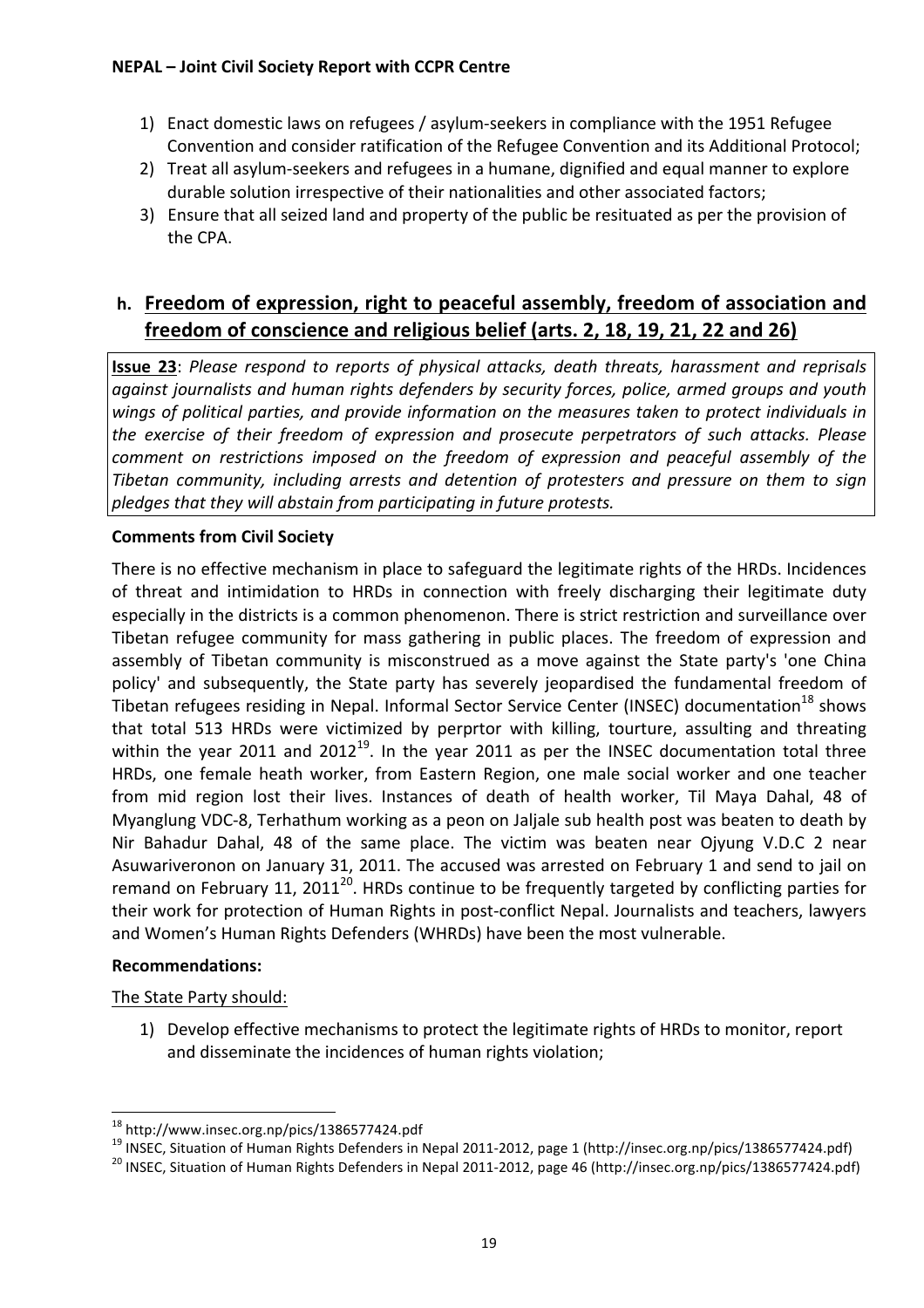1) Enact domestic laws on refugees / asylum-seekers in compliance with the 1951 Refugee Convention and consider ratification of the Refugee Convention and its Additional Protocol;
2) Treat all asylum-seekers and refugees in a humane, dignified and equal manner to explore durable solution irrespective of their nationalities and other associated factors;
3) Ensure that all seized land and property of the public be resituated as per the provision of the CPA.

## h. Freedom of expression, right to peaceful assembly, freedom of association and freedom of conscience and religious belief (arts. 2, 18, 19, 21, 22 and 26)

**Issue 23**: *Please respond to reports of physical attacks, death threats, harassment and reprisals against journalists and human rights defenders by security forces, police, armed groups and youth wings of political parties, and provide information on the measures taken to protect individuals in the exercise of their freedom of expression and prosecute perpetrators of such attacks. Please comment on restrictions imposed on the freedom of expression and peaceful assembly of the Tibetan community, including arrests and detention of protesters and pressure on them to sign pledges that they will abstain from participating in future protests.*

**Comments from Civil Society**

There is no effective mechanism in place to safeguard the legitimate rights of the HRDs. Incidences of threat and intimidation to HRDs in connection with freely discharging their legitimate duty especially in the districts is a common phenomenon. There is strict restriction and surveillance over Tibetan refugee community for mass gathering in public places. The freedom of expression and assembly of Tibetan community is misconstrued as a move against the State party's 'one China policy' and subsequently, the State party has severely jeopardised the fundamental freedom of Tibetan refugees residing in Nepal. Informal Sector Service Center (INSEC) documentation[18] shows that total 513 HRDs were victimized by perprtor with killing, tourture, assulting and threating within the year 2011 and 2012[19]. In the year 2011 as per the INSEC documentation total three HRDs, one female heath worker, from Eastern Region, one male social worker and one teacher from mid region lost their lives. Instances of death of health worker, Til Maya Dahal, 48 of Myanglung VDC-8, Terhathum working as a peon on Jaljale sub health post was beaten to death by Nir Bahadur Dahal, 48 of the same place. The victim was beaten near Ojyung V.D.C 2 near Asuwariveronon on January 31, 2011. The accused was arrested on February 1 and send to jail on remand on February 11, 2011[20]. HRDs continue to be frequently targeted by conflicting parties for their work for protection of Human Rights in post-conflict Nepal. Journalists and teachers, lawyers and Women's Human Rights Defenders (WHRDs) have been the most vulnerable.

**Recommendations:**

The State Party should:

1) Develop effective mechanisms to protect the legitimate rights of HRDs to monitor, report and disseminate the incidences of human rights violation;

---

[18] http://www.insec.org.np/pics/1386577424.pdf

[19] INSEC, Situation of Human Rights Defenders in Nepal 2011-2012, page 1 (http://insec.org.np/pics/1386577424.pdf)

[20] INSEC, Situation of Human Rights Defenders in Nepal 2011-2012, page 46 (http://insec.org.np/pics/1386577424.pdf)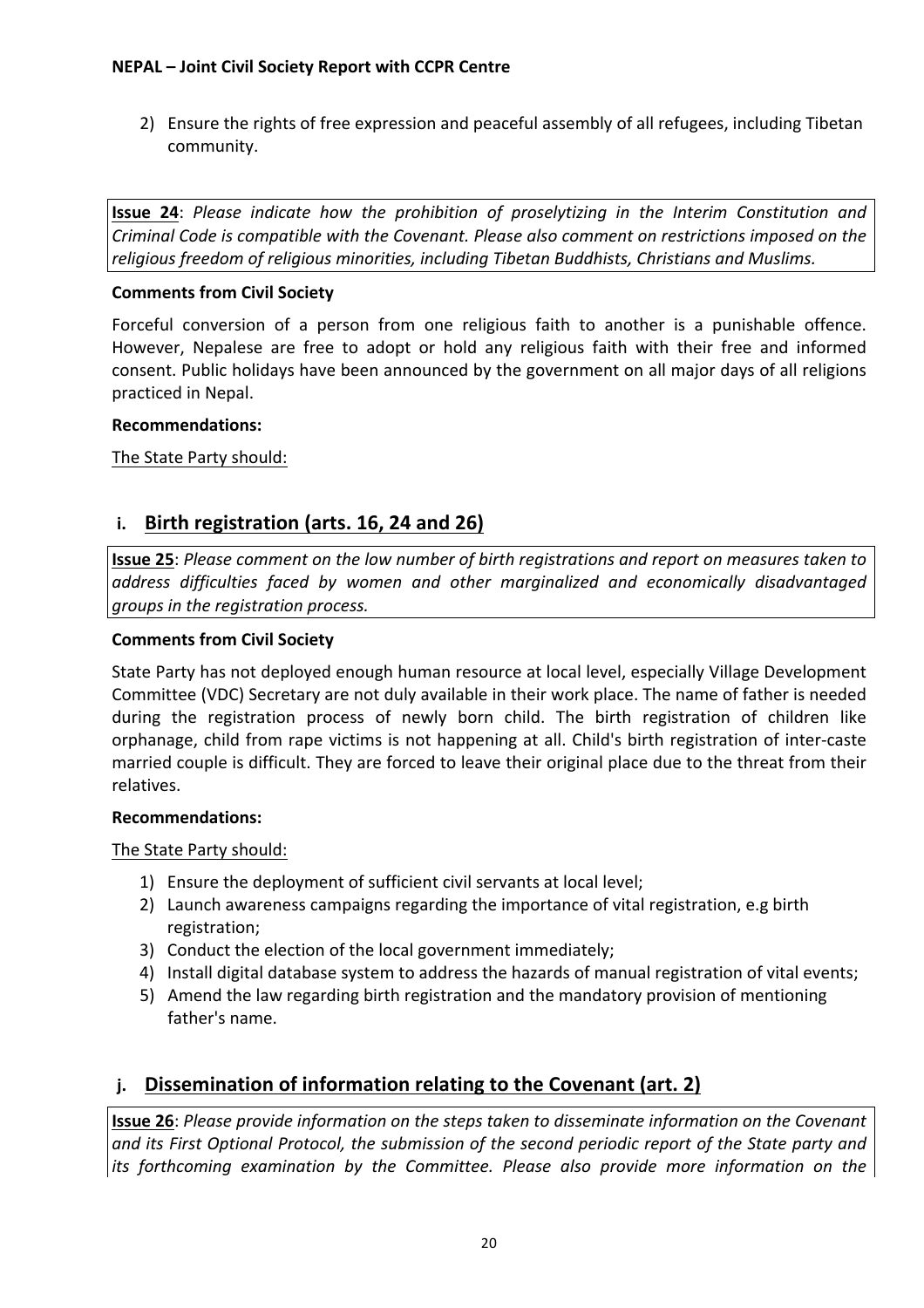2) Ensure the rights of free expression and peaceful assembly of all refugees, including Tibetan community.

**Issue 24**: *Please indicate how the prohibition of proselytizing in the Interim Constitution and Criminal Code is compatible with the Covenant. Please also comment on restrictions imposed on the religious freedom of religious minorities, including Tibetan Buddhists, Christians and Muslims.*

**Comments from Civil Society**

Forceful conversion of a person from one religious faith to another is a punishable offence. However, Nepalese are free to adopt or hold any religious faith with their free and informed consent. Public holidays have been announced by the government on all major days of all religions practiced in Nepal.

**Recommendations:**

The State Party should:

## i. Birth registration (arts. 16, 24 and 26)

**Issue 25**: *Please comment on the low number of birth registrations and report on measures taken to address difficulties faced by women and other marginalized and economically disadvantaged groups in the registration process.*

**Comments from Civil Society**

State Party has not deployed enough human resource at local level, especially Village Development Committee (VDC) Secretary are not duly available in their work place. The name of father is needed during the registration process of newly born child. The birth registration of children like orphanage, child from rape victims is not happening at all. Child's birth registration of inter-caste married couple is difficult. They are forced to leave their original place due to the threat from their relatives.

**Recommendations:**

The State Party should:

1) Ensure the deployment of sufficient civil servants at local level;
2) Launch awareness campaigns regarding the importance of vital registration, e.g birth registration;
3) Conduct the election of the local government immediately;
4) Install digital database system to address the hazards of manual registration of vital events;
5) Amend the law regarding birth registration and the mandatory provision of mentioning father's name.

## j. Dissemination of information relating to the Covenant (art. 2)

**Issue 26**: *Please provide information on the steps taken to disseminate information on the Covenant and its First Optional Protocol, the submission of the second periodic report of the State party and its forthcoming examination by the Committee. Please also provide more information on the*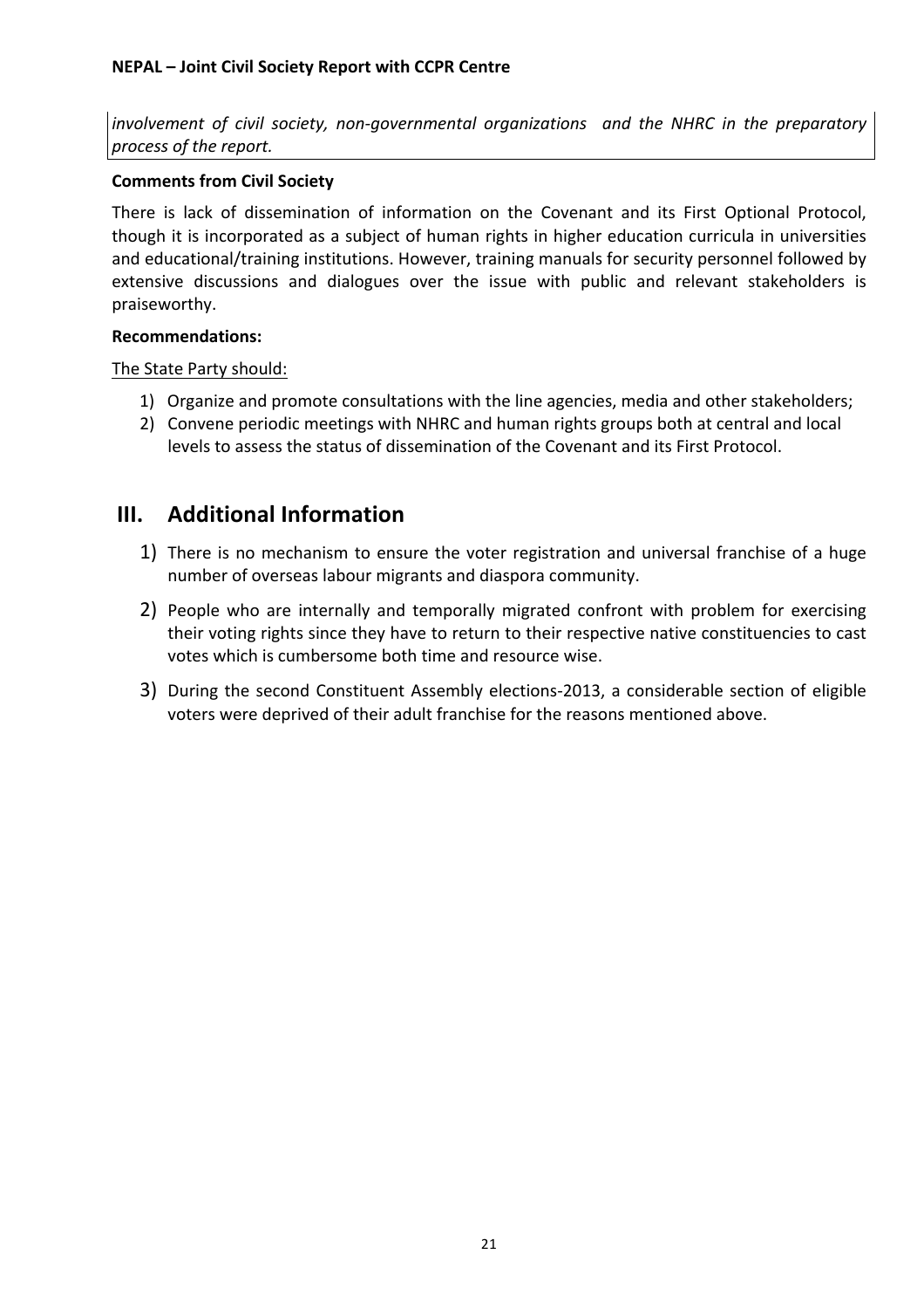*involvement of civil society, non-governmental organizations and the NHRC in the preparatory process of the report.*

**Comments from Civil Society**

There is lack of dissemination of information on the Covenant and its First Optional Protocol, though it is incorporated as a subject of human rights in higher education curricula in universities and educational/training institutions. However, training manuals for security personnel followed by extensive discussions and dialogues over the issue with public and relevant stakeholders is praiseworthy.

**Recommendations:**

The State Party should:

1) Organize and promote consultations with the line agencies, media and other stakeholders;
2) Convene periodic meetings with NHRC and human rights groups both at central and local levels to assess the status of dissemination of the Covenant and its First Protocol.

# III. Additional Information

1) There is no mechanism to ensure the voter registration and universal franchise of a huge number of overseas labour migrants and diaspora community.
2) People who are internally and temporally migrated confront with problem for exercising their voting rights since they have to return to their respective native constituencies to cast votes which is cumbersome both time and resource wise.
3) During the second Constituent Assembly elections-2013, a considerable section of eligible voters were deprived of their adult franchise for the reasons mentioned above.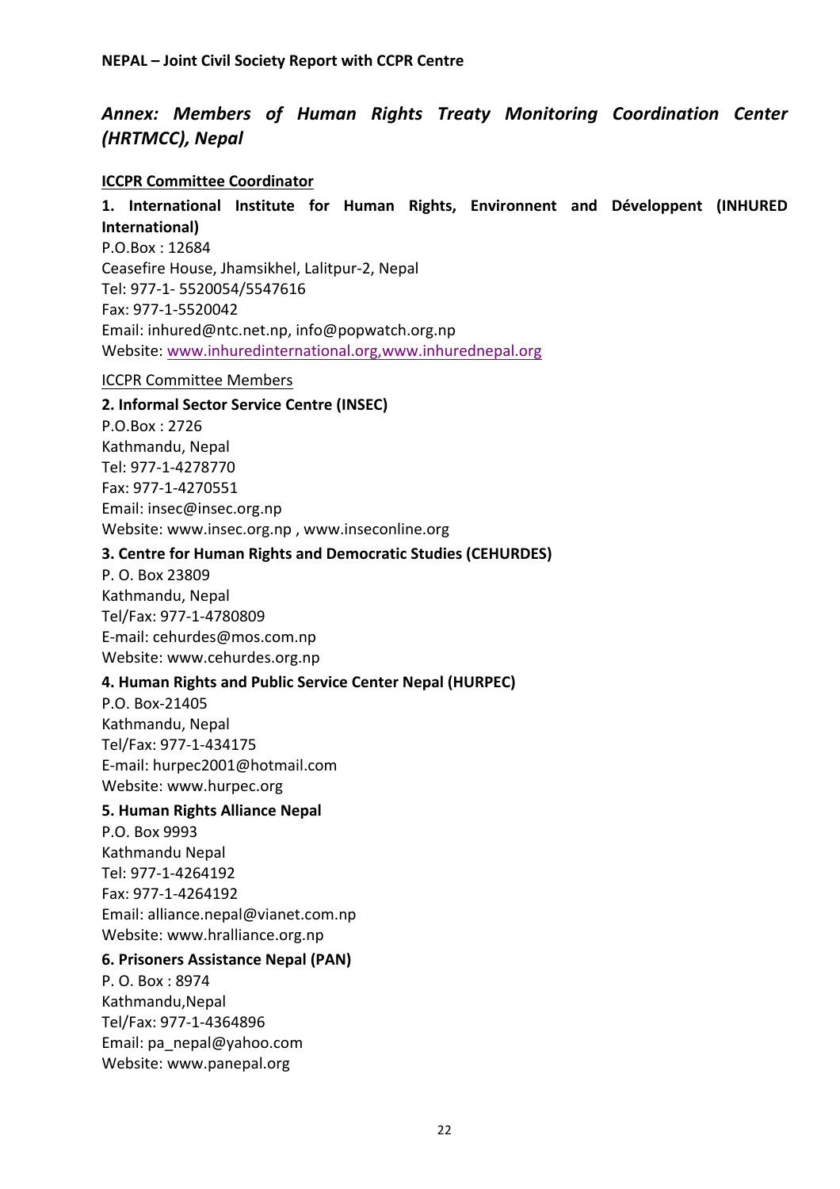## *Annex: Members of Human Rights Treaty Monitoring Coordination Center (HRTMCC), Nepal*

**ICCPR Committee Coordinator**

**1. International Institute for Human Rights, Environnent and Développent (INHURED International)**
P.O.Box : 12684
Ceasefire House, Jhamsikhel, Lalitpur-2, Nepal
Tel: 977-1- 5520054/5547616
Fax: 977-1-5520042
Email: inhured@ntc.net.np, info@popwatch.org.np
Website: www.inhuredinternational.org,www.inhurednepal.org

ICCPR Committee Members

**2. Informal Sector Service Centre (INSEC)**
P.O.Box : 2726
Kathmandu, Nepal
Tel: 977-1-4278770
Fax: 977-1-4270551
Email: insec@insec.org.np
Website: www.insec.org.np , www.inseconline.org

**3. Centre for Human Rights and Democratic Studies (CEHURDES)**
P. O. Box 23809
Kathmandu, Nepal
Tel/Fax: 977-1-4780809
E-mail: cehurdes@mos.com.np
Website: www.cehurdes.org.np

**4. Human Rights and Public Service Center Nepal (HURPEC)**
P.O. Box-21405
Kathmandu, Nepal
Tel/Fax: 977-1-434175
E-mail: hurpec2001@hotmail.com
Website: www.hurpec.org

**5. Human Rights Alliance Nepal**
P.O. Box 9993
Kathmandu Nepal
Tel: 977-1-4264192
Fax: 977-1-4264192
Email: alliance.nepal@vianet.com.np
Website: www.hralliance.org.np

**6. Prisoners Assistance Nepal (PAN)**
P. O. Box : 8974
Kathmandu,Nepal
Tel/Fax: 977-1-4364896
Email: pa_nepal@yahoo.com
Website: www.panepal.org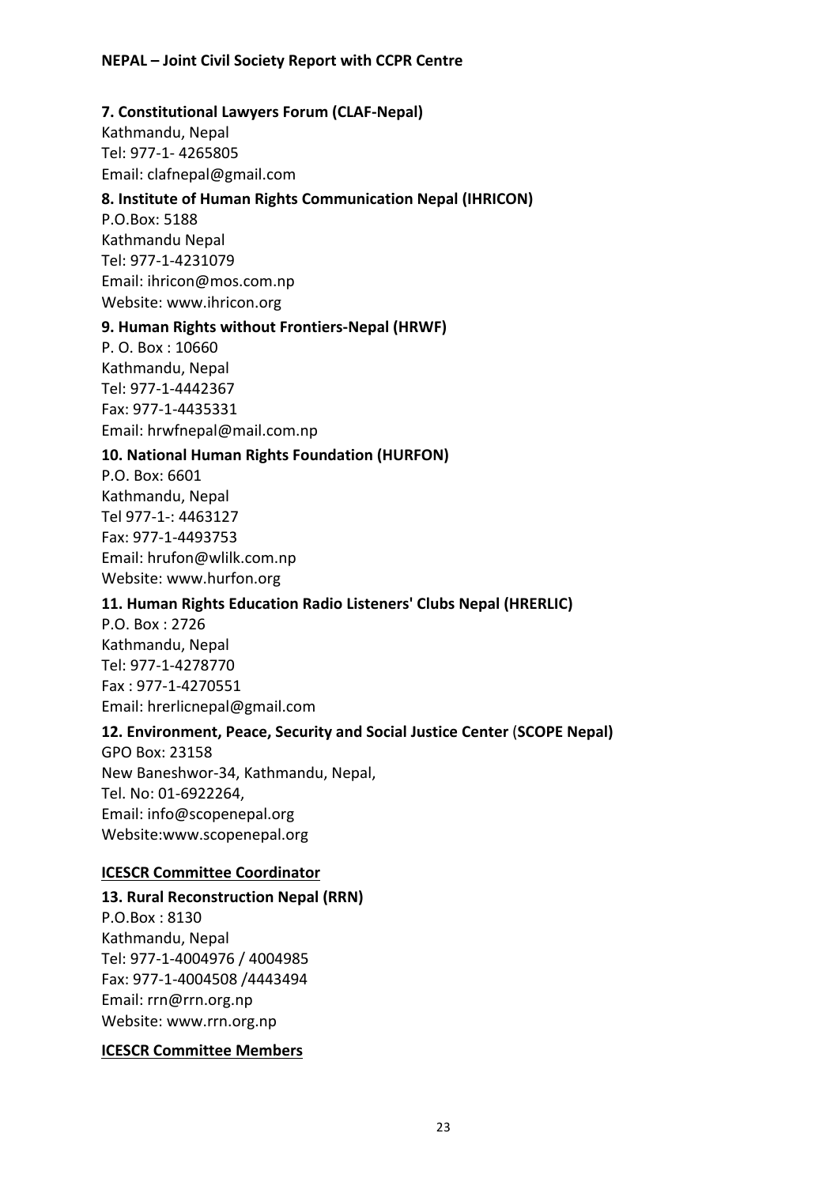**7. Constitutional Lawyers Forum (CLAF-Nepal)**
Kathmandu, Nepal
Tel: 977-1- 4265805
Email: clafnepal@gmail.com

**8. Institute of Human Rights Communication Nepal (IHRICON)**
P.O.Box: 5188
Kathmandu Nepal
Tel: 977-1-4231079
Email: ihricon@mos.com.np
Website: www.ihricon.org

**9. Human Rights without Frontiers-Nepal (HRWF)**
P. O. Box : 10660
Kathmandu, Nepal
Tel: 977-1-4442367
Fax: 977-1-4435331
Email: hrwfnepal@mail.com.np

**10. National Human Rights Foundation (HURFON)**
P.O. Box: 6601
Kathmandu, Nepal
Tel 977-1-: 4463127
Fax: 977-1-4493753
Email: hrufon@wlilk.com.np
Website: www.hurfon.org

**11. Human Rights Education Radio Listeners' Clubs Nepal (HRERLIC)**
P.O. Box : 2726
Kathmandu, Nepal
Tel: 977-1-4278770
Fax : 977-1-4270551
Email: hrerlicnepal@gmail.com

**12. Environment, Peace, Security and Social Justice Center (SCOPE Nepal)**
GPO Box: 23158
New Baneshwor-34, Kathmandu, Nepal,
Tel. No: 01-6922264,
Email: info@scopenepal.org
Website:www.scopenepal.org

**ICESCR Committee Coordinator**

**13. Rural Reconstruction Nepal (RRN)**
P.O.Box : 8130
Kathmandu, Nepal
Tel: 977-1-4004976 / 4004985
Fax: 977-1-4004508 /4443494
Email: rrn@rrn.org.np
Website: www.rrn.org.np

**ICESCR Committee Members**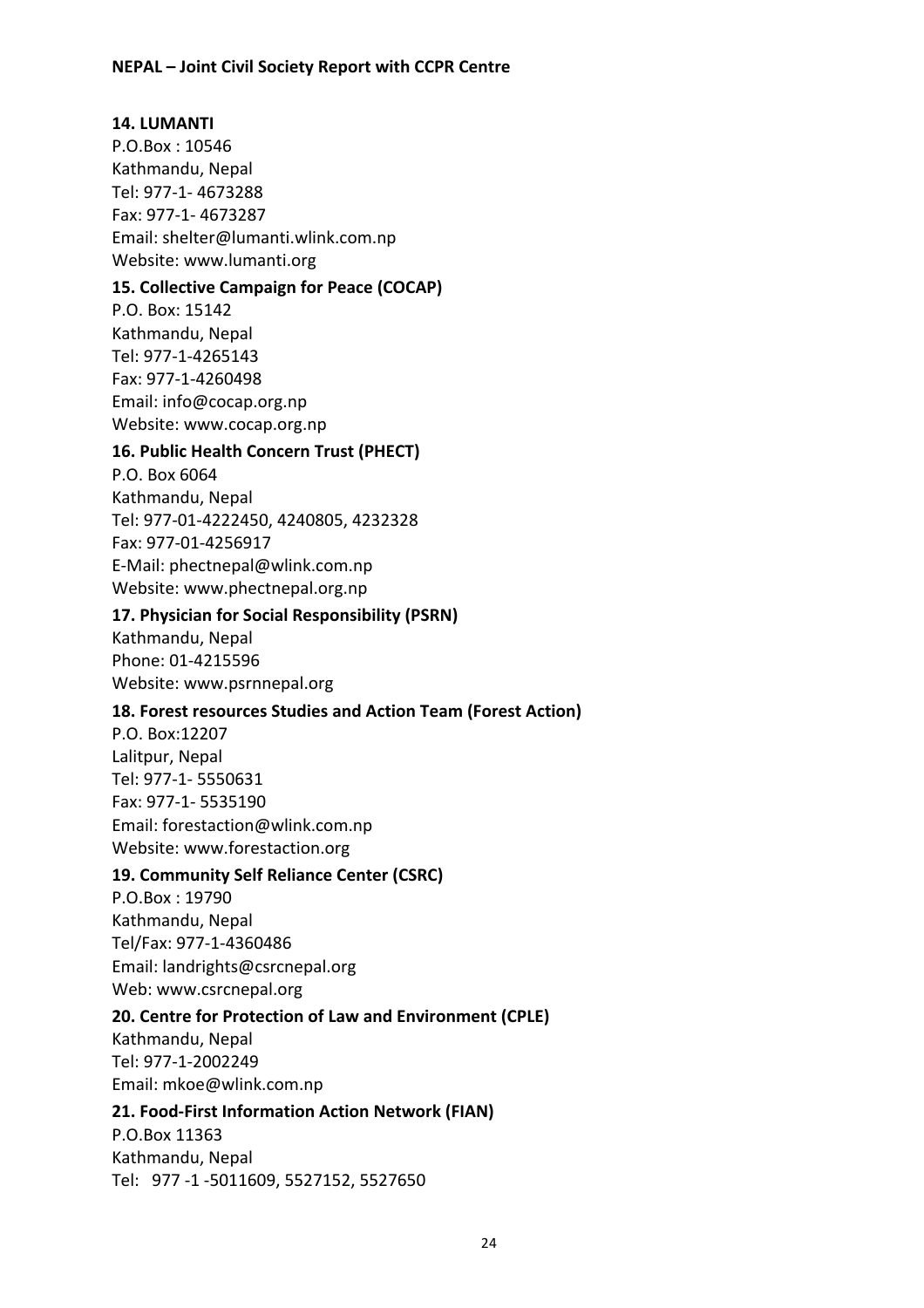**14. LUMANTI**

P.O.Box : 10546
Kathmandu, Nepal
Tel: 977-1- 4673288
Fax: 977-1- 4673287
Email: shelter@lumanti.wlink.com.np
Website: www.lumanti.org

**15. Collective Campaign for Peace (COCAP)**

P.O. Box: 15142
Kathmandu, Nepal
Tel: 977-1-4265143
Fax: 977-1-4260498
Email: info@cocap.org.np
Website: www.cocap.org.np

**16. Public Health Concern Trust (PHECT)**

P.O. Box 6064
Kathmandu, Nepal
Tel: 977-01-4222450, 4240805, 4232328
Fax: 977-01-4256917
E-Mail: phectnepal@wlink.com.np
Website: www.phectnepal.org.np

**17. Physician for Social Responsibility (PSRN)**

Kathmandu, Nepal
Phone: 01-4215596
Website: www.psrnnepal.org

**18. Forest resources Studies and Action Team (Forest Action)**

P.O. Box:12207
Lalitpur, Nepal
Tel: 977-1- 5550631
Fax: 977-1- 5535190
Email: forestaction@wlink.com.np
Website: www.forestaction.org

**19. Community Self Reliance Center (CSRC)**

P.O.Box : 19790
Kathmandu, Nepal
Tel/Fax: 977-1-4360486
Email: landrights@csrcnepal.org
Web: www.csrcnepal.org

**20. Centre for Protection of Law and Environment (CPLE)**

Kathmandu, Nepal
Tel: 977-1-2002249
Email: mkoe@wlink.com.np

**21. Food-First Information Action Network (FIAN)**

P.O.Box 11363
Kathmandu, Nepal
Tel: 977 -1 -5011609, 5527152, 5527650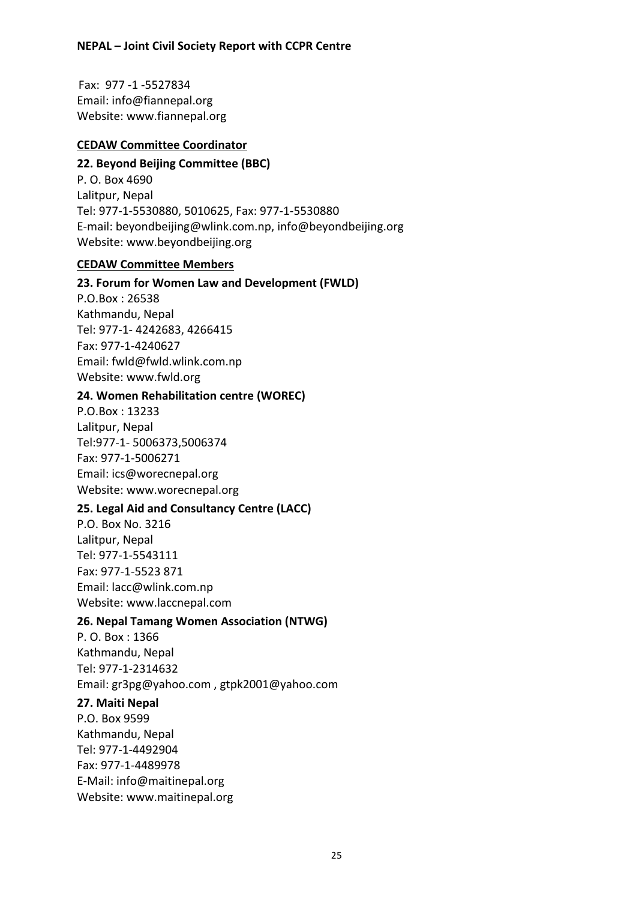Fax: 977 -1 -5527834
Email: info@fiannepal.org
Website: www.fiannepal.org

**CEDAW Committee Coordinator**

**22. Beyond Beijing Committee (BBC)**
P. O. Box 4690
Lalitpur, Nepal
Tel: 977-1-5530880, 5010625, Fax: 977-1-5530880
E-mail: beyondbeijing@wlink.com.np, info@beyondbeijing.org
Website: www.beyondbeijing.org

**CEDAW Committee Members**

**23. Forum for Women Law and Development (FWLD)**
P.O.Box : 26538
Kathmandu, Nepal
Tel: 977-1- 4242683, 4266415
Fax: 977-1-4240627
Email: fwld@fwld.wlink.com.np
Website: www.fwld.org

**24. Women Rehabilitation centre (WOREC)**
P.O.Box : 13233
Lalitpur, Nepal
Tel:977-1- 5006373,5006374
Fax: 977-1-5006271
Email: ics@worecnepal.org
Website: www.worecnepal.org

**25. Legal Aid and Consultancy Centre (LACC)**
P.O. Box No. 3216
Lalitpur, Nepal
Tel: 977-1-5543111
Fax: 977-1-5523 871
Email: lacc@wlink.com.np
Website: www.laccnepal.com

**26. Nepal Tamang Women Association (NTWG)**
P. O. Box : 1366
Kathmandu, Nepal
Tel: 977-1-2314632
Email: gr3pg@yahoo.com , gtpk2001@yahoo.com

**27. Maiti Nepal**
P.O. Box 9599
Kathmandu, Nepal
Tel: 977-1-4492904
Fax: 977-1-4489978
E-Mail: info@maitinepal.org
Website: www.maitinepal.org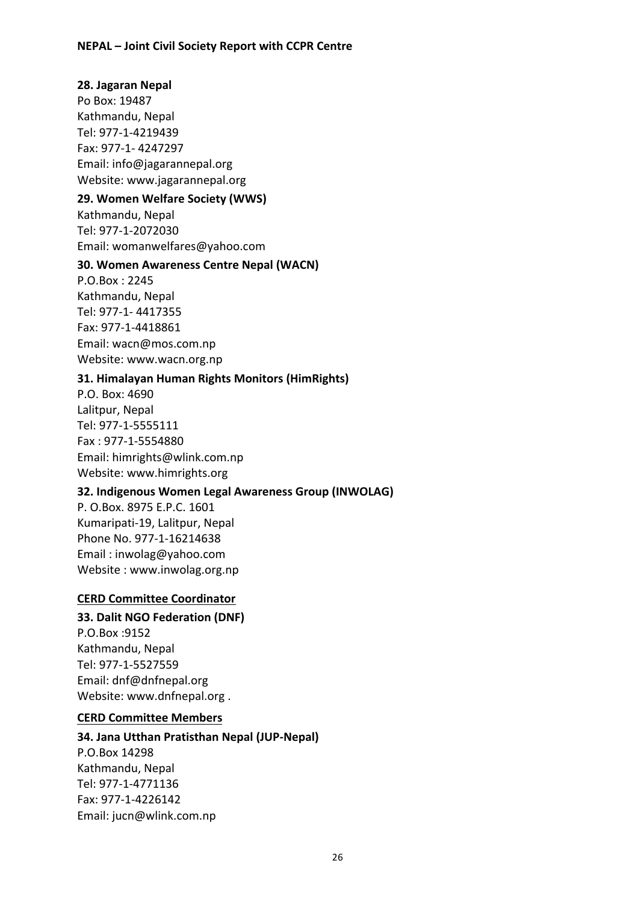**28. Jagaran Nepal**
Po Box: 19487
Kathmandu, Nepal
Tel: 977-1-4219439
Fax: 977-1- 4247297
Email: info@jagarannepal.org
Website: www.jagarannepal.org

**29. Women Welfare Society (WWS)**
Kathmandu, Nepal
Tel: 977-1-2072030
Email: womanwelfares@yahoo.com

**30. Women Awareness Centre Nepal (WACN)**
P.O.Box : 2245
Kathmandu, Nepal
Tel: 977-1- 4417355
Fax: 977-1-4418861
Email: wacn@mos.com.np
Website: www.wacn.org.np

**31. Himalayan Human Rights Monitors (HimRights)**
P.O. Box: 4690
Lalitpur, Nepal
Tel: 977-1-5555111
Fax : 977-1-5554880
Email: himrights@wlink.com.np
Website: www.himrights.org

**32. Indigenous Women Legal Awareness Group (INWOLAG)**
P. O.Box. 8975 E.P.C. 1601
Kumaripati-19, Lalitpur, Nepal
Phone No. 977-1-16214638
Email : inwolag@yahoo.com
Website : www.inwolag.org.np

**CERD Committee Coordinator**

**33. Dalit NGO Federation (DNF)**
P.O.Box :9152
Kathmandu, Nepal
Tel: 977-1-5527559
Email: dnf@dnfnepal.org
Website: www.dnfnepal.org .

**CERD Committee Members**

**34. Jana Utthan Pratisthan Nepal (JUP-Nepal)**
P.O.Box 14298
Kathmandu, Nepal
Tel: 977-1-4771136
Fax: 977-1-4226142
Email: jucn@wlink.com.np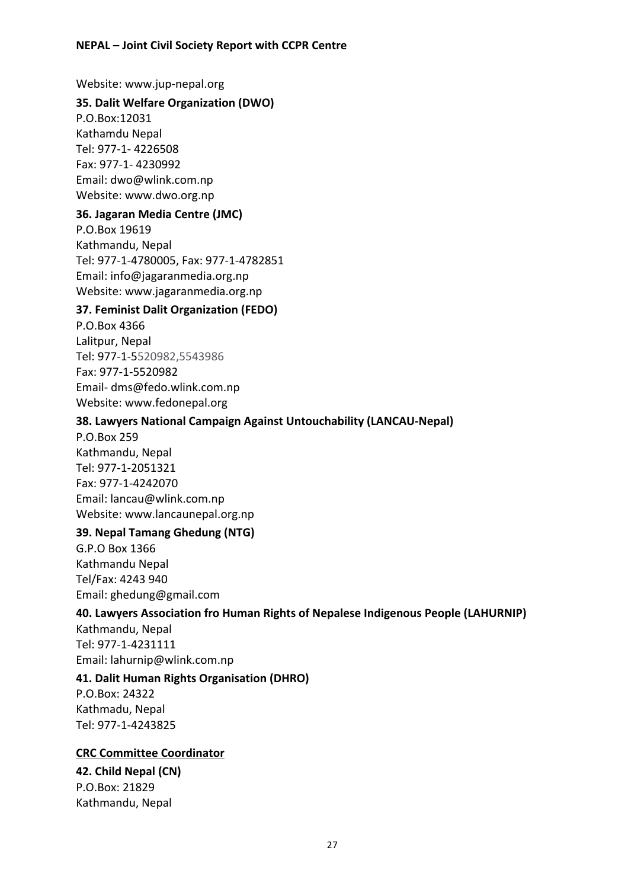Website: www.jup-nepal.org

**35. Dalit Welfare Organization (DWO)**
P.O.Box:12031
Kathamdu Nepal
Tel: 977-1- 4226508
Fax: 977-1- 4230992
Email: dwo@wlink.com.np
Website: www.dwo.org.np

**36. Jagaran Media Centre (JMC)**
P.O.Box 19619
Kathmandu, Nepal
Tel: 977-1-4780005, Fax: 977-1-4782851
Email: info@jagaranmedia.org.np
Website: www.jagaranmedia.org.np

**37. Feminist Dalit Organization (FEDO)**
P.O.Box 4366
Lalitpur, Nepal
Tel: 977-1-5520982,5543986
Fax: 977-1-5520982
Email- dms@fedo.wlink.com.np
Website: www.fedonepal.org

**38. Lawyers National Campaign Against Untouchability (LANCAU-Nepal)**
P.O.Box 259
Kathmandu, Nepal
Tel: 977-1-2051321
Fax: 977-1-4242070
Email: lancau@wlink.com.np
Website: www.lancaunepal.org.np

**39. Nepal Tamang Ghedung (NTG)**
G.P.O Box 1366
Kathmandu Nepal
Tel/Fax: 4243 940
Email: ghedung@gmail.com

**40. Lawyers Association fro Human Rights of Nepalese Indigenous People (LAHURNIP)**
Kathmandu, Nepal
Tel: 977-1-4231111
Email: lahurnip@wlink.com.np

**41. Dalit Human Rights Organisation (DHRO)**
P.O.Box: 24322
Kathmadu, Nepal
Tel: 977-1-4243825

**CRC Committee Coordinator**

**42. Child Nepal (CN)**
P.O.Box: 21829
Kathmandu, Nepal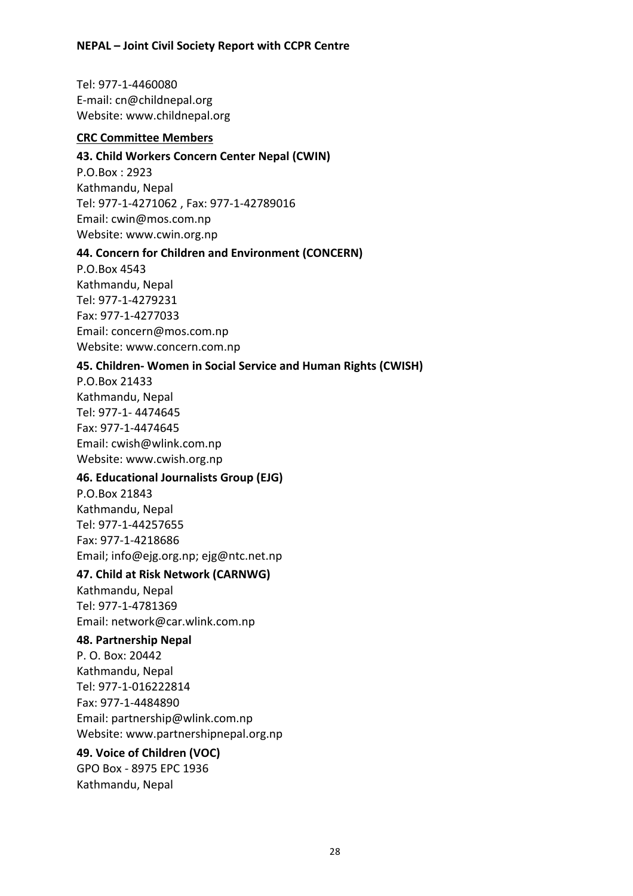Tel: 977-1-4460080
E-mail: cn@childnepal.org
Website: www.childnepal.org

**CRC Committee Members**

**43. Child Workers Concern Center Nepal (CWIN)**

P.O.Box : 2923
Kathmandu, Nepal
Tel: 977-1-4271062 , Fax: 977-1-42789016
Email: cwin@mos.com.np
Website: www.cwin.org.np

**44. Concern for Children and Environment (CONCERN)**

P.O.Box 4543
Kathmandu, Nepal
Tel: 977-1-4279231
Fax: 977-1-4277033
Email: concern@mos.com.np
Website: www.concern.com.np

**45. Children- Women in Social Service and Human Rights (CWISH)**

P.O.Box 21433
Kathmandu, Nepal
Tel: 977-1- 4474645
Fax: 977-1-4474645
Email: cwish@wlink.com.np
Website: www.cwish.org.np

**46. Educational Journalists Group (EJG)**

P.O.Box 21843
Kathmandu, Nepal
Tel: 977-1-44257655
Fax: 977-1-4218686
Email; info@ejg.org.np; ejg@ntc.net.np

**47. Child at Risk Network (CARNWG)**

Kathmandu, Nepal
Tel: 977-1-4781369
Email: network@car.wlink.com.np

**48. Partnership Nepal**

P. O. Box: 20442
Kathmandu, Nepal
Tel: 977-1-016222814
Fax: 977-1-4484890
Email: partnership@wlink.com.np
Website: www.partnershipnepal.org.np

**49. Voice of Children (VOC)**

GPO Box - 8975 EPC 1936
Kathmandu, Nepal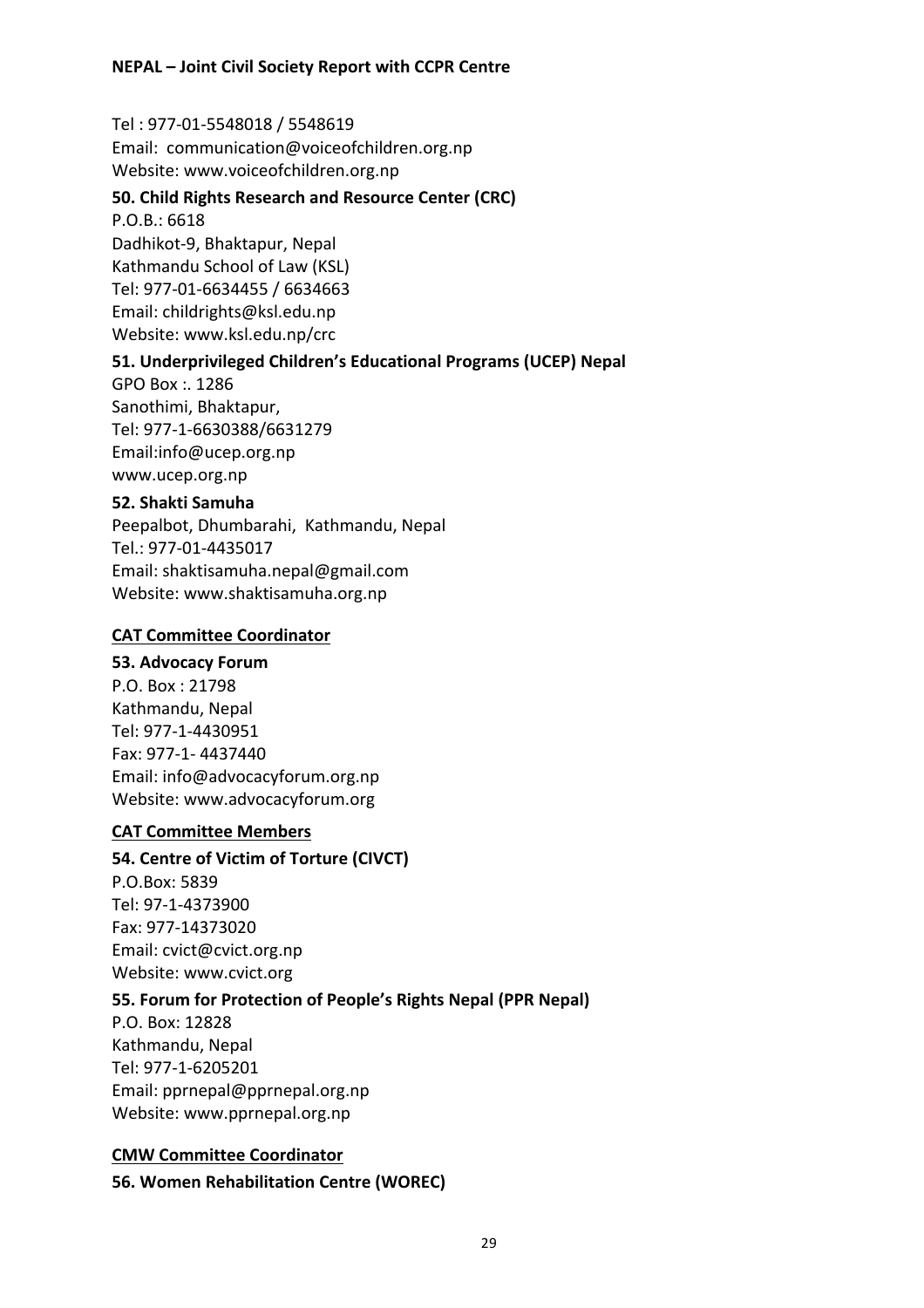Tel : 977-01-5548018 / 5548619
Email: communication@voiceofchildren.org.np
Website: www.voiceofchildren.org.np

**50. Child Rights Research and Resource Center (CRC)**
P.O.B.: 6618
Dadhikot-9, Bhaktapur, Nepal
Kathmandu School of Law (KSL)
Tel: 977-01-6634455 / 6634663
Email: childrights@ksl.edu.np
Website: www.ksl.edu.np/crc

**51. Underprivileged Children's Educational Programs (UCEP) Nepal**
GPO Box :. 1286
Sanothimi, Bhaktapur,
Tel: 977-1-6630388/6631279
Email:info@ucep.org.np
www.ucep.org.np

**52. Shakti Samuha**
Peepalbot, Dhumbarahi, Kathmandu, Nepal
Tel.: 977-01-4435017
Email: shaktisamuha.nepal@gmail.com
Website: www.shaktisamuha.org.np

**<u>CAT Committee Coordinator</u>**

**53. Advocacy Forum**
P.O. Box : 21798
Kathmandu, Nepal
Tel: 977-1-4430951
Fax: 977-1- 4437440
Email: info@advocacyforum.org.np
Website: www.advocacyforum.org

**<u>CAT Committee Members</u>**

**54. Centre of Victim of Torture (CIVCT)**
P.O.Box: 5839
Tel: 97-1-4373900
Fax: 977-14373020
Email: cvict@cvict.org.np
Website: www.cvict.org

**55. Forum for Protection of People's Rights Nepal (PPR Nepal)**
P.O. Box: 12828
Kathmandu, Nepal
Tel: 977-1-6205201
Email: pprnepal@pprnepal.org.np
Website: www.pprnepal.org.np

**<u>CMW Committee Coordinator</u>**

**56. Women Rehabilitation Centre (WOREC)**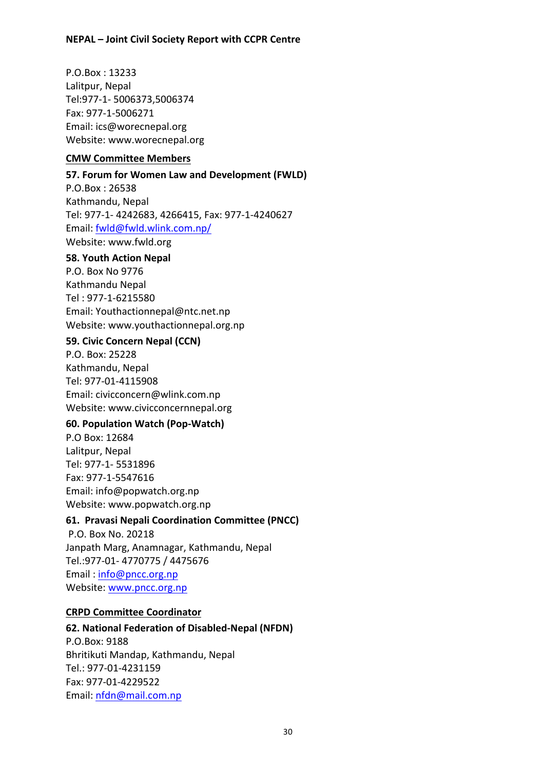P.O.Box : 13233
Lalitpur, Nepal
Tel:977-1- 5006373,5006374
Fax: 977-1-5006271
Email: ics@worecnepal.org
Website: www.worecnepal.org

**CMW Committee Members**

**57. Forum for Women Law and Development (FWLD)**
P.O.Box : 26538
Kathmandu, Nepal
Tel: 977-1- 4242683, 4266415, Fax: 977-1-4240627
Email: fwld@fwld.wlink.com.np/
Website: www.fwld.org

**58. Youth Action Nepal**
P.O. Box No 9776
Kathmandu Nepal
Tel : 977-1-6215580
Email: Youthactionnepal@ntc.net.np
Website: www.youthactionnepal.org.np

**59. Civic Concern Nepal (CCN)**
P.O. Box: 25228
Kathmandu, Nepal
Tel: 977-01-4115908
Email: civicconcern@wlink.com.np
Website: www.civicconcernnepal.org

**60. Population Watch (Pop-Watch)**
P.O Box: 12684
Lalitpur, Nepal
Tel: 977-1- 5531896
Fax: 977-1-5547616
Email: info@popwatch.org.np
Website: www.popwatch.org.np

**61. Pravasi Nepali Coordination Committee (PNCC)**
P.O. Box No. 20218
Janpath Marg, Anamnagar, Kathmandu, Nepal
Tel.:977-01- 4770775 / 4475676
Email : info@pncc.org.np
Website: www.pncc.org.np

**CRPD Committee Coordinator**

**62. National Federation of Disabled-Nepal (NFDN)**
P.O.Box: 9188
Bhritikuti Mandap, Kathmandu, Nepal
Tel.: 977-01-4231159
Fax: 977-01-4229522
Email: nfdn@mail.com.np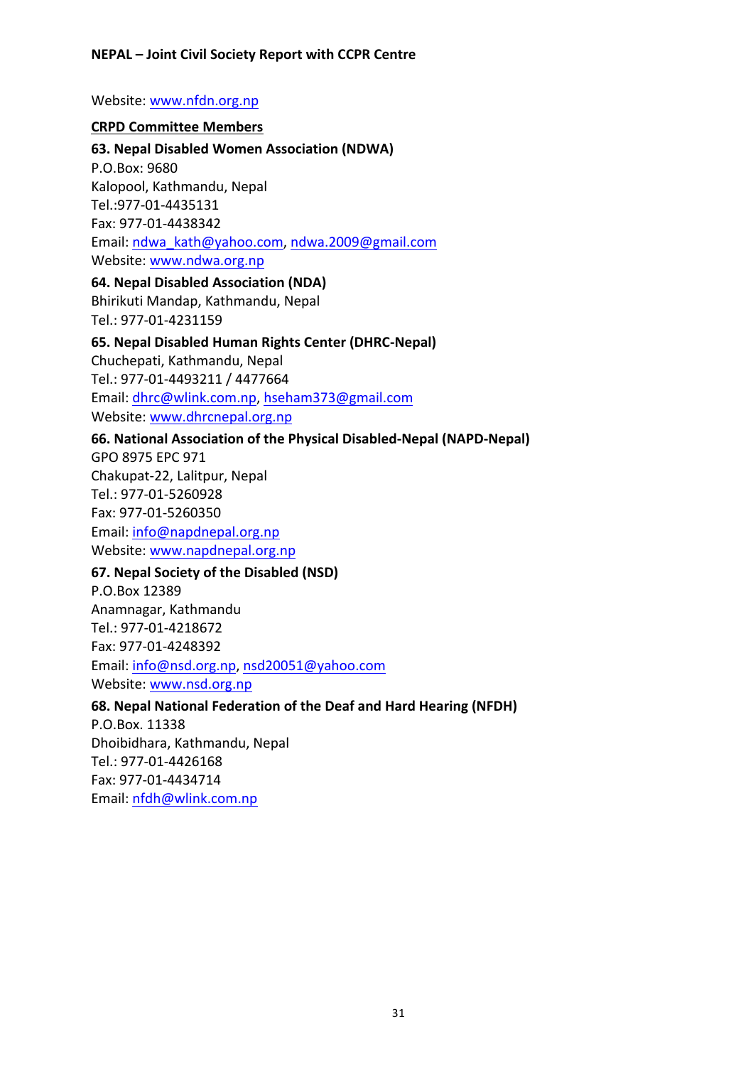Website: www.nfdn.org.np

**CRPD Committee Members**

**63. Nepal Disabled Women Association (NDWA)**
P.O.Box: 9680
Kalopool, Kathmandu, Nepal
Tel.:977-01-4435131
Fax: 977-01-4438342
Email: ndwa_kath@yahoo.com, ndwa.2009@gmail.com
Website: www.ndwa.org.np

**64. Nepal Disabled Association (NDA)**
Bhirikuti Mandap, Kathmandu, Nepal
Tel.: 977-01-4231159

**65. Nepal Disabled Human Rights Center (DHRC-Nepal)**
Chuchepati, Kathmandu, Nepal
Tel.: 977-01-4493211 / 4477664
Email: dhrc@wlink.com.np, hseham373@gmail.com
Website: www.dhrcnepal.org.np

**66. National Association of the Physical Disabled-Nepal (NAPD-Nepal)**
GPO 8975 EPC 971
Chakupat-22, Lalitpur, Nepal
Tel.: 977-01-5260928
Fax: 977-01-5260350
Email: info@napdnepal.org.np
Website: www.napdnepal.org.np

**67. Nepal Society of the Disabled (NSD)**
P.O.Box 12389
Anamnagar, Kathmandu
Tel.: 977-01-4218672
Fax: 977-01-4248392
Email: info@nsd.org.np, nsd20051@yahoo.com
Website: www.nsd.org.np

**68. Nepal National Federation of the Deaf and Hard Hearing (NFDH)**
P.O.Box. 11338
Dhoibidhara, Kathmandu, Nepal
Tel.: 977-01-4426168
Fax: 977-01-4434714
Email: nfdh@wlink.com.np